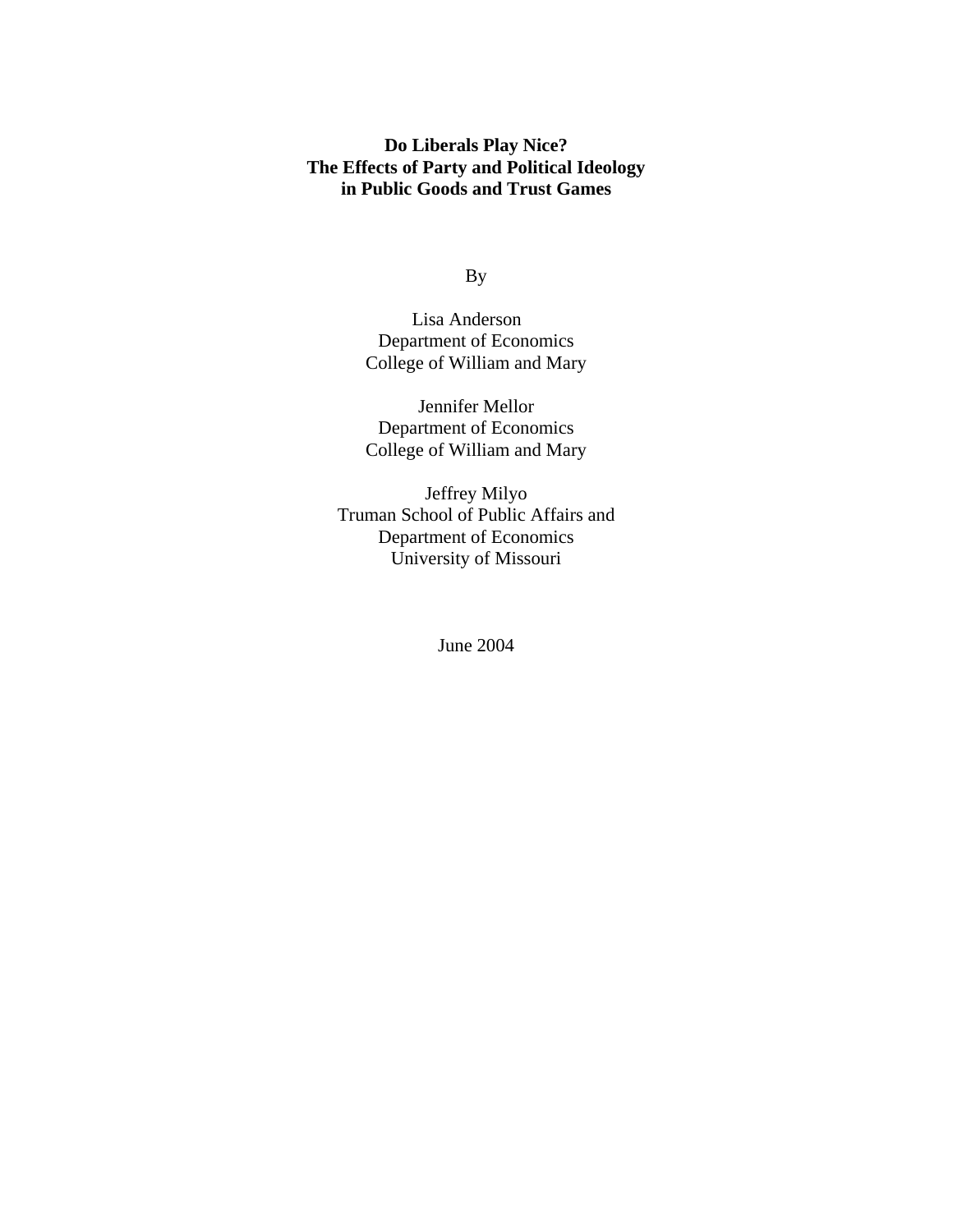# Do Liberals Play Nice?
# The Effects of Party and Political Ideology in Public Goods and Trust Games

By

Lisa Anderson
Department of Economics
College of William and Mary

Jennifer Mellor
Department of Economics
College of William and Mary

Jeffrey Milyo
Truman School of Public Affairs and
Department of Economics
University of Missouri

June 2004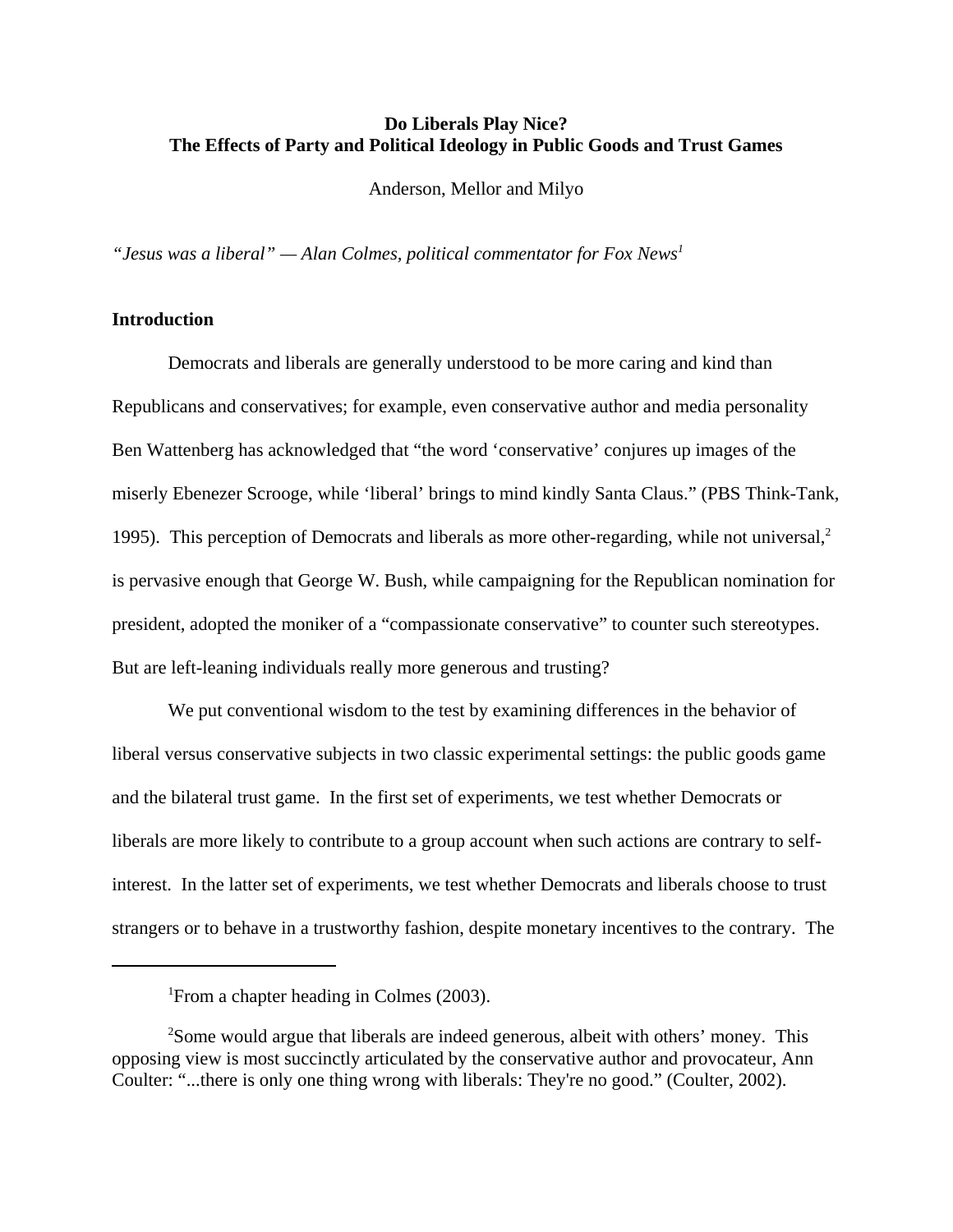**Do Liberals Play Nice?**
**The Effects of Party and Political Ideology in Public Goods and Trust Games**

Anderson, Mellor and Milyo

*"Jesus was a liberal" — Alan Colmes, political commentator for Fox News*[1]

## Introduction

Democrats and liberals are generally understood to be more caring and kind than Republicans and conservatives; for example, even conservative author and media personality Ben Wattenberg has acknowledged that "the word 'conservative' conjures up images of the miserly Ebenezer Scrooge, while 'liberal' brings to mind kindly Santa Claus." (PBS Think-Tank, 1995). This perception of Democrats and liberals as more other-regarding, while not universal,[2] is pervasive enough that George W. Bush, while campaigning for the Republican nomination for president, adopted the moniker of a "compassionate conservative" to counter such stereotypes. But are left-leaning individuals really more generous and trusting?

We put conventional wisdom to the test by examining differences in the behavior of liberal versus conservative subjects in two classic experimental settings: the public goods game and the bilateral trust game. In the first set of experiments, we test whether Democrats or liberals are more likely to contribute to a group account when such actions are contrary to self-interest. In the latter set of experiments, we test whether Democrats and liberals choose to trust strangers or to behave in a trustworthy fashion, despite monetary incentives to the contrary. The

---

[1] From a chapter heading in Colmes (2003).

[2] Some would argue that liberals are indeed generous, albeit with others' money. This opposing view is most succinctly articulated by the conservative author and provocateur, Ann Coulter: "...there is only one thing wrong with liberals: They're no good." (Coulter, 2002).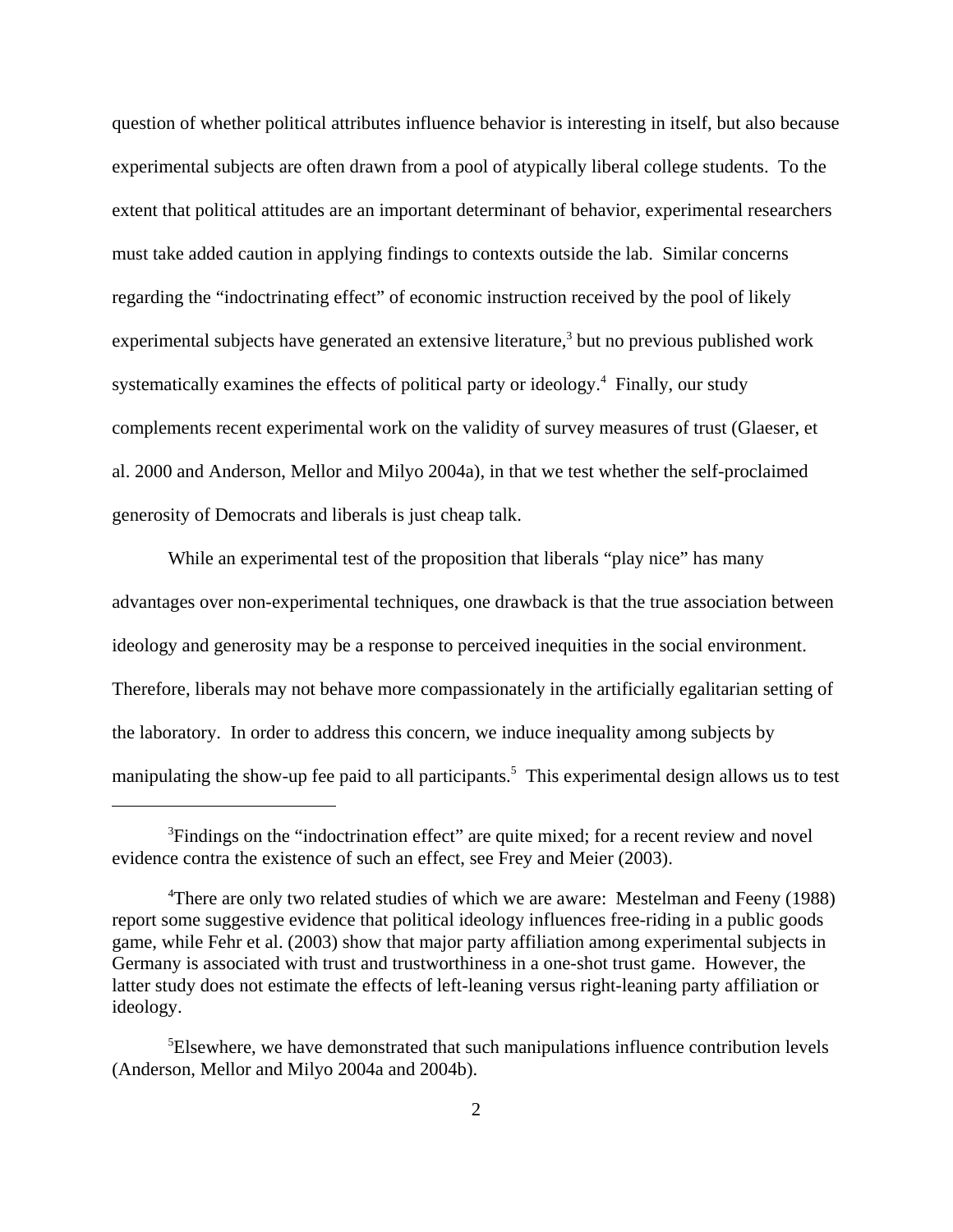question of whether political attributes influence behavior is interesting in itself, but also because experimental subjects are often drawn from a pool of atypically liberal college students. To the extent that political attitudes are an important determinant of behavior, experimental researchers must take added caution in applying findings to contexts outside the lab. Similar concerns regarding the "indoctrinating effect" of economic instruction received by the pool of likely experimental subjects have generated an extensive literature,[3] but no previous published work systematically examines the effects of political party or ideology.[4] Finally, our study complements recent experimental work on the validity of survey measures of trust (Glaeser, et al. 2000 and Anderson, Mellor and Milyo 2004a), in that we test whether the self-proclaimed generosity of Democrats and liberals is just cheap talk.

While an experimental test of the proposition that liberals "play nice" has many advantages over non-experimental techniques, one drawback is that the true association between ideology and generosity may be a response to perceived inequities in the social environment. Therefore, liberals may not behave more compassionately in the artificially egalitarian setting of the laboratory. In order to address this concern, we induce inequality among subjects by manipulating the show-up fee paid to all participants.[5] This experimental design allows us to test

[3] Findings on the "indoctrination effect" are quite mixed; for a recent review and novel evidence contra the existence of such an effect, see Frey and Meier (2003).

[4] There are only two related studies of which we are aware: Mestelman and Feeny (1988) report some suggestive evidence that political ideology influences free-riding in a public goods game, while Fehr et al. (2003) show that major party affiliation among experimental subjects in Germany is associated with trust and trustworthiness in a one-shot trust game. However, the latter study does not estimate the effects of left-leaning versus right-leaning party affiliation or ideology.

[5] Elsewhere, we have demonstrated that such manipulations influence contribution levels (Anderson, Mellor and Milyo 2004a and 2004b).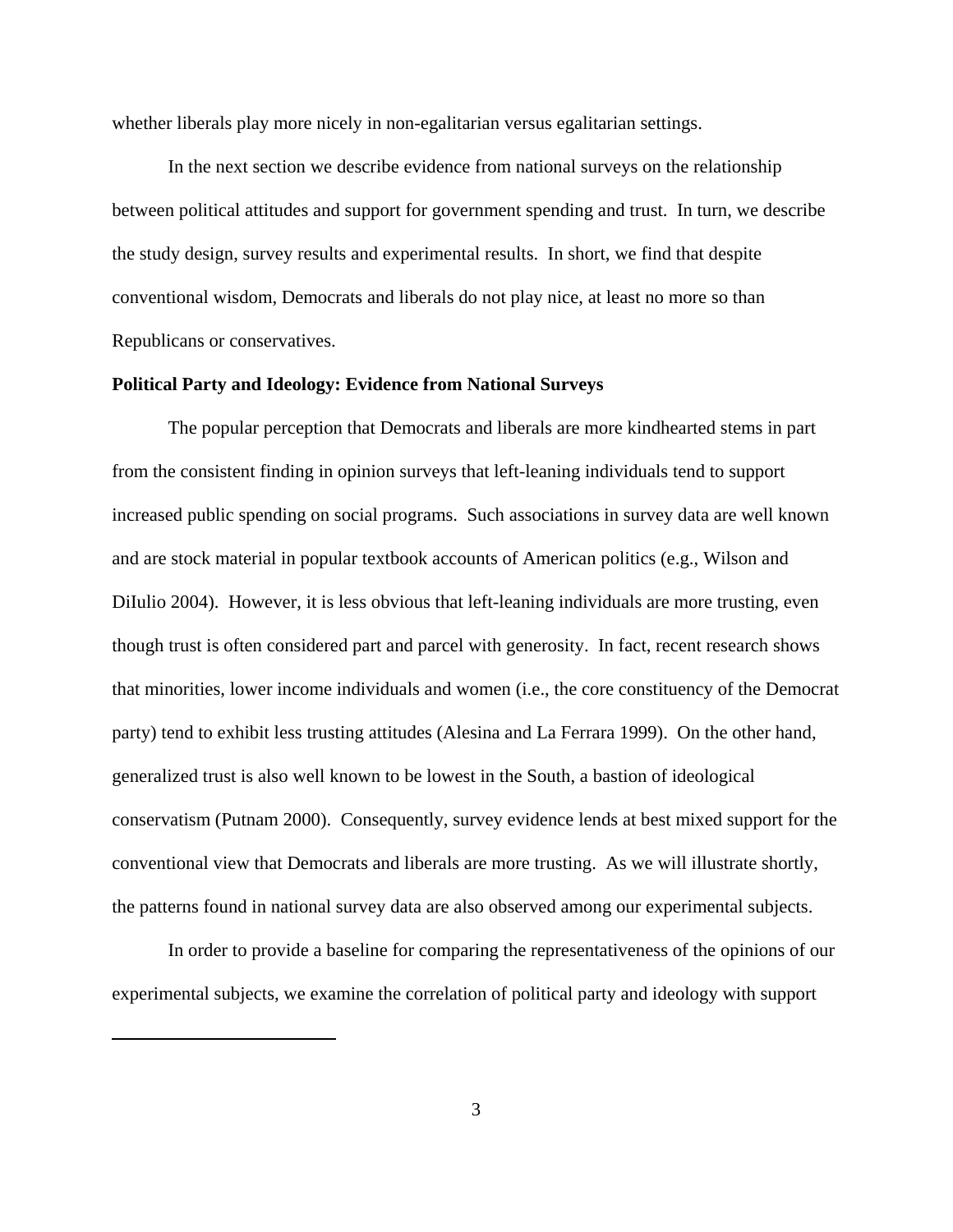whether liberals play more nicely in non-egalitarian versus egalitarian settings.

In the next section we describe evidence from national surveys on the relationship between political attitudes and support for government spending and trust. In turn, we describe the study design, survey results and experimental results. In short, we find that despite conventional wisdom, Democrats and liberals do not play nice, at least no more so than Republicans or conservatives.

**Political Party and Ideology: Evidence from National Surveys**

The popular perception that Democrats and liberals are more kindhearted stems in part from the consistent finding in opinion surveys that left-leaning individuals tend to support increased public spending on social programs. Such associations in survey data are well known and are stock material in popular textbook accounts of American politics (e.g., Wilson and DiIulio 2004). However, it is less obvious that left-leaning individuals are more trusting, even though trust is often considered part and parcel with generosity. In fact, recent research shows that minorities, lower income individuals and women (i.e., the core constituency of the Democrat party) tend to exhibit less trusting attitudes (Alesina and La Ferrara 1999). On the other hand, generalized trust is also well known to be lowest in the South, a bastion of ideological conservatism (Putnam 2000). Consequently, survey evidence lends at best mixed support for the conventional view that Democrats and liberals are more trusting. As we will illustrate shortly, the patterns found in national survey data are also observed among our experimental subjects.

In order to provide a baseline for comparing the representativeness of the opinions of our experimental subjects, we examine the correlation of political party and ideology with support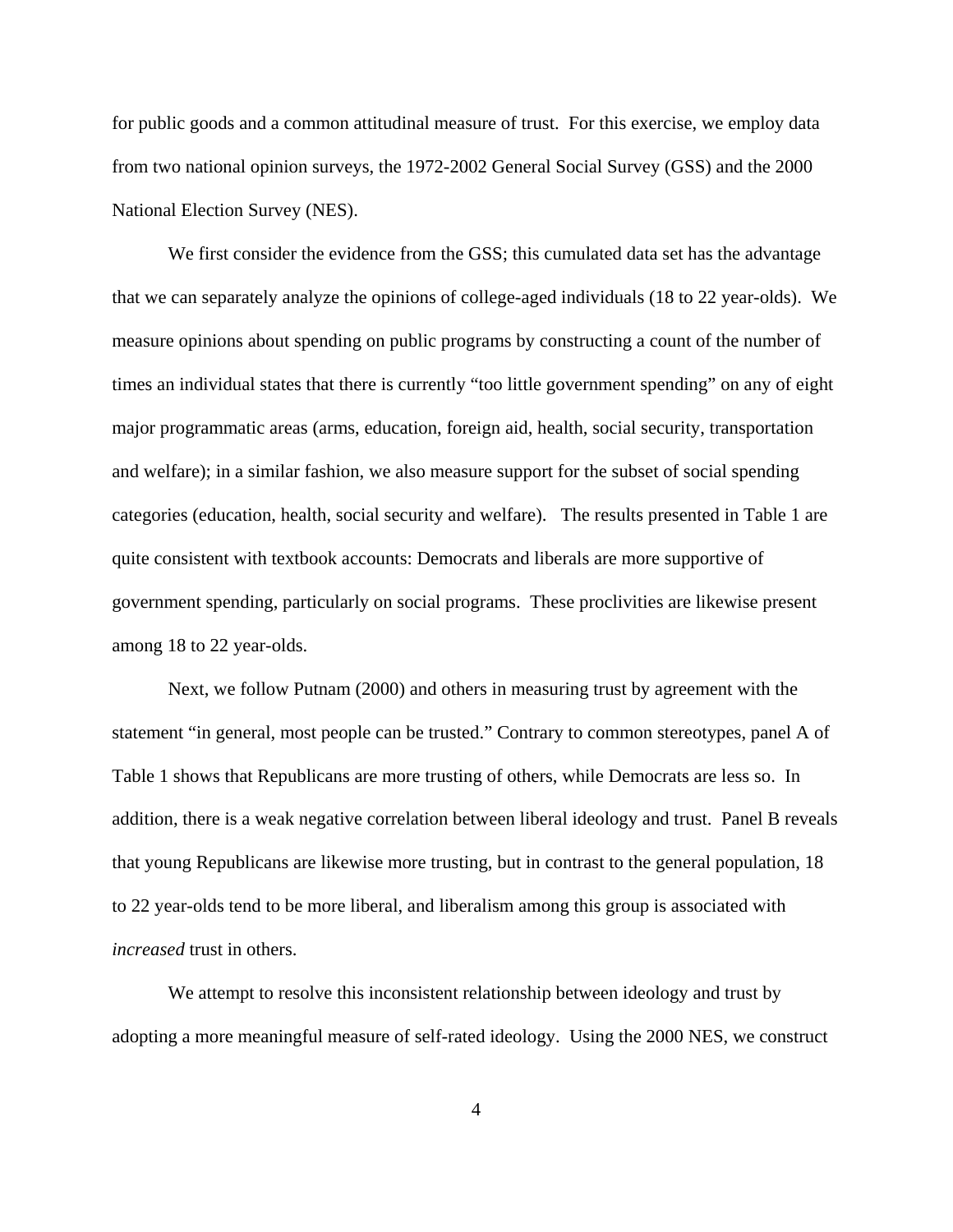for public goods and a common attitudinal measure of trust. For this exercise, we employ data from two national opinion surveys, the 1972-2002 General Social Survey (GSS) and the 2000 National Election Survey (NES).

We first consider the evidence from the GSS; this cumulated data set has the advantage that we can separately analyze the opinions of college-aged individuals (18 to 22 year-olds). We measure opinions about spending on public programs by constructing a count of the number of times an individual states that there is currently "too little government spending" on any of eight major programmatic areas (arms, education, foreign aid, health, social security, transportation and welfare); in a similar fashion, we also measure support for the subset of social spending categories (education, health, social security and welfare). The results presented in Table 1 are quite consistent with textbook accounts: Democrats and liberals are more supportive of government spending, particularly on social programs. These proclivities are likewise present among 18 to 22 year-olds.

Next, we follow Putnam (2000) and others in measuring trust by agreement with the statement "in general, most people can be trusted." Contrary to common stereotypes, panel A of Table 1 shows that Republicans are more trusting of others, while Democrats are less so. In addition, there is a weak negative correlation between liberal ideology and trust. Panel B reveals that young Republicans are likewise more trusting, but in contrast to the general population, 18 to 22 year-olds tend to be more liberal, and liberalism among this group is associated with *increased* trust in others.

We attempt to resolve this inconsistent relationship between ideology and trust by adopting a more meaningful measure of self-rated ideology. Using the 2000 NES, we construct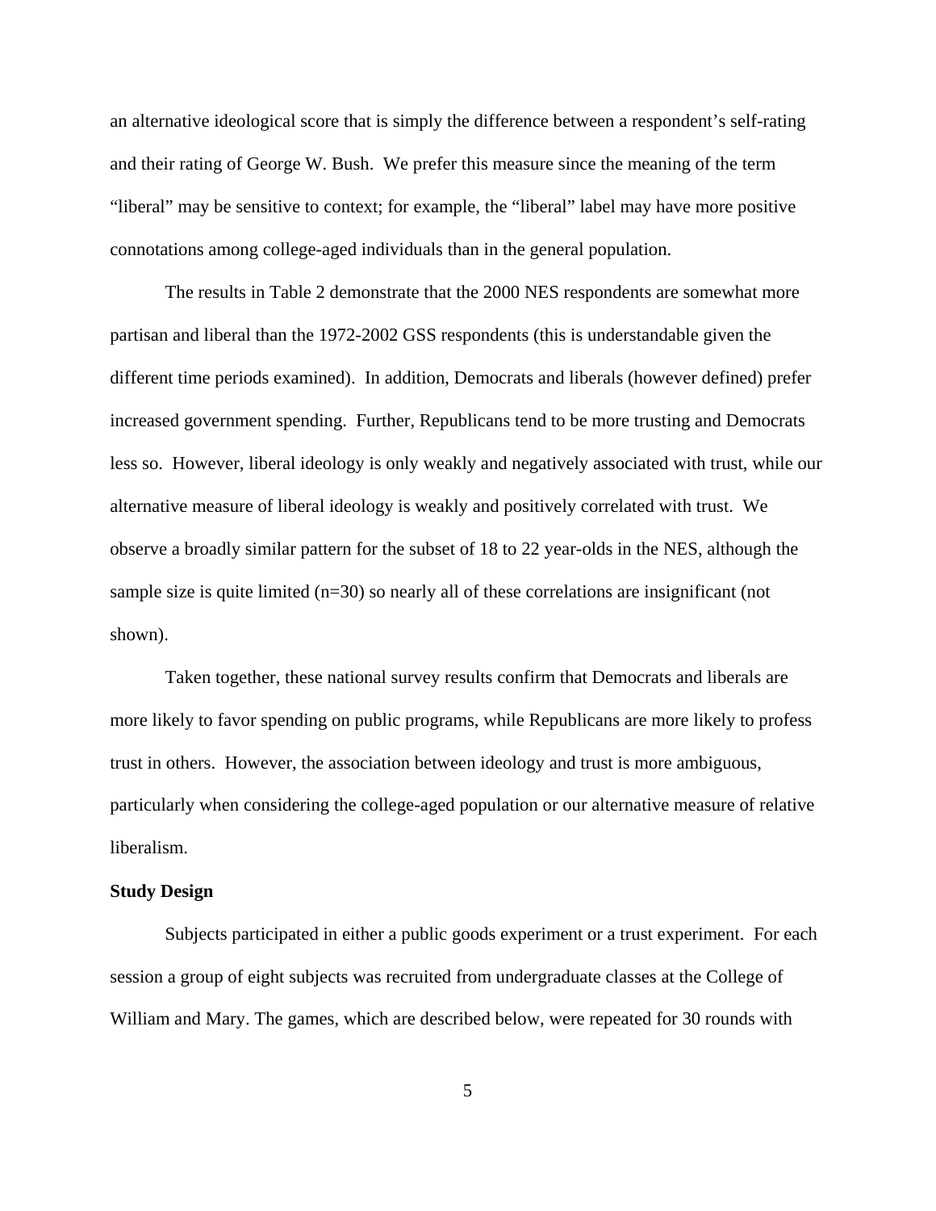an alternative ideological score that is simply the difference between a respondent's self-rating and their rating of George W. Bush. We prefer this measure since the meaning of the term "liberal" may be sensitive to context; for example, the "liberal" label may have more positive connotations among college-aged individuals than in the general population.

The results in Table 2 demonstrate that the 2000 NES respondents are somewhat more partisan and liberal than the 1972-2002 GSS respondents (this is understandable given the different time periods examined). In addition, Democrats and liberals (however defined) prefer increased government spending. Further, Republicans tend to be more trusting and Democrats less so. However, liberal ideology is only weakly and negatively associated with trust, while our alternative measure of liberal ideology is weakly and positively correlated with trust. We observe a broadly similar pattern for the subset of 18 to 22 year-olds in the NES, although the sample size is quite limited (n=30) so nearly all of these correlations are insignificant (not shown).

Taken together, these national survey results confirm that Democrats and liberals are more likely to favor spending on public programs, while Republicans are more likely to profess trust in others. However, the association between ideology and trust is more ambiguous, particularly when considering the college-aged population or our alternative measure of relative liberalism.

**Study Design**

Subjects participated in either a public goods experiment or a trust experiment. For each session a group of eight subjects was recruited from undergraduate classes at the College of William and Mary. The games, which are described below, were repeated for 30 rounds with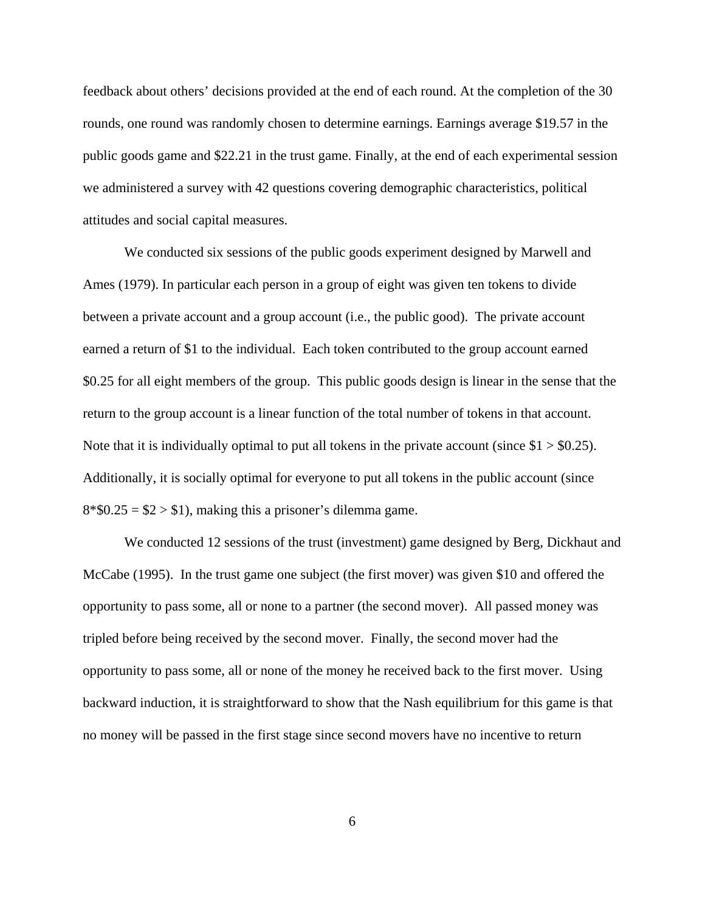feedback about others' decisions provided at the end of each round. At the completion of the 30 rounds, one round was randomly chosen to determine earnings. Earnings average $19.57 in the public goods game and $22.21 in the trust game. Finally, at the end of each experimental session we administered a survey with 42 questions covering demographic characteristics, political attitudes and social capital measures.

We conducted six sessions of the public goods experiment designed by Marwell and Ames (1979). In particular each person in a group of eight was given ten tokens to divide between a private account and a group account (i.e., the public good). The private account earned a return of $1 to the individual. Each token contributed to the group account earned $0.25 for all eight members of the group. This public goods design is linear in the sense that the return to the group account is a linear function of the total number of tokens in that account. Note that it is individually optimal to put all tokens in the private account (since $1 > $0.25). Additionally, it is socially optimal for everyone to put all tokens in the public account (since 8*$0.25 = $2 > $1), making this a prisoner's dilemma game.

We conducted 12 sessions of the trust (investment) game designed by Berg, Dickhaut and McCabe (1995). In the trust game one subject (the first mover) was given $10 and offered the opportunity to pass some, all or none to a partner (the second mover). All passed money was tripled before being received by the second mover. Finally, the second mover had the opportunity to pass some, all or none of the money he received back to the first mover. Using backward induction, it is straightforward to show that the Nash equilibrium for this game is that no money will be passed in the first stage since second movers have no incentive to return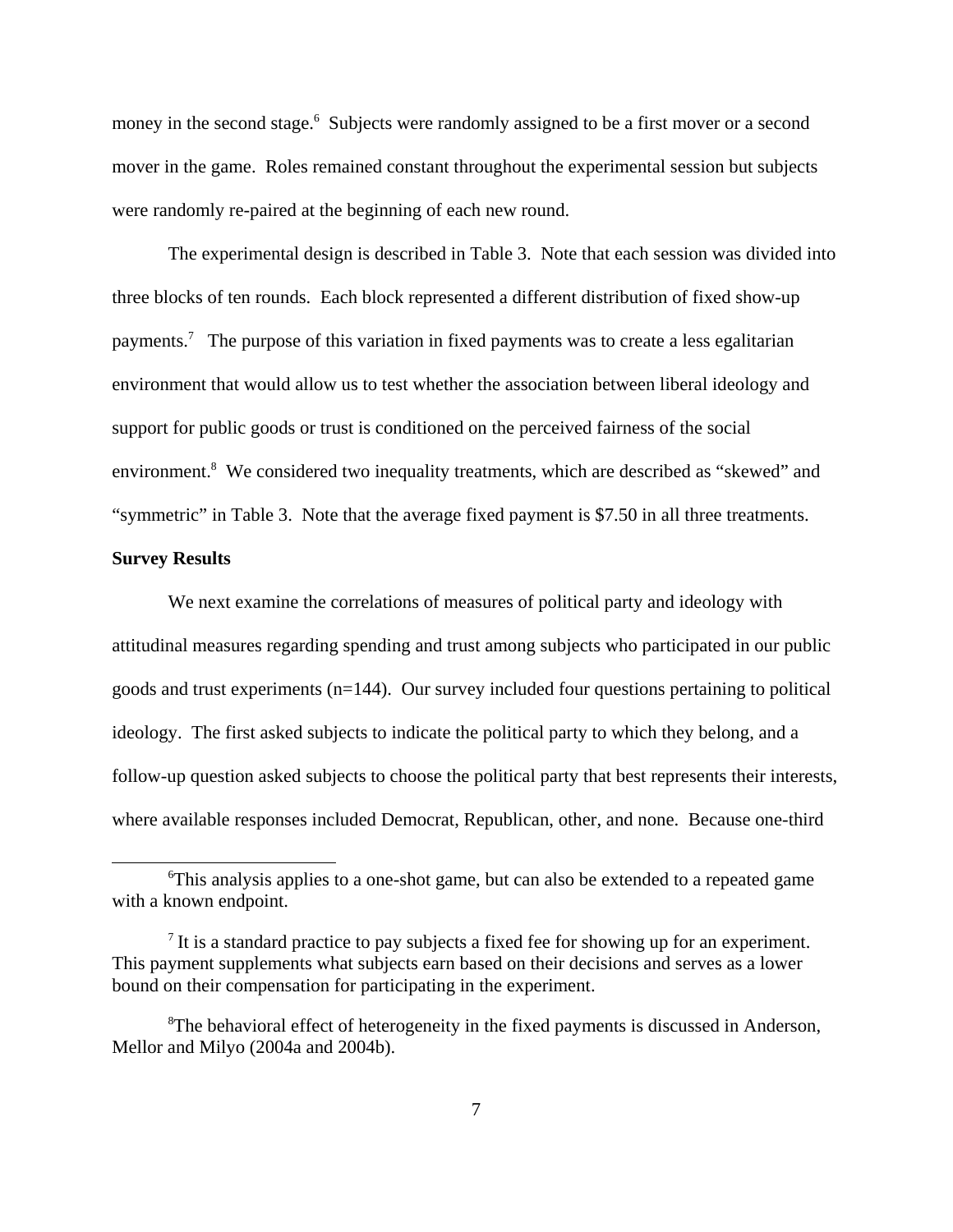money in the second stage.[6] Subjects were randomly assigned to be a first mover or a second mover in the game. Roles remained constant throughout the experimental session but subjects were randomly re-paired at the beginning of each new round.

The experimental design is described in Table 3. Note that each session was divided into three blocks of ten rounds. Each block represented a different distribution of fixed show-up payments.[7] The purpose of this variation in fixed payments was to create a less egalitarian environment that would allow us to test whether the association between liberal ideology and support for public goods or trust is conditioned on the perceived fairness of the social environment.[8] We considered two inequality treatments, which are described as "skewed" and "symmetric" in Table 3. Note that the average fixed payment is $7.50 in all three treatments.

**Survey Results**

We next examine the correlations of measures of political party and ideology with attitudinal measures regarding spending and trust among subjects who participated in our public goods and trust experiments (n=144). Our survey included four questions pertaining to political ideology. The first asked subjects to indicate the political party to which they belong, and a follow-up question asked subjects to choose the political party that best represents their interests, where available responses included Democrat, Republican, other, and none. Because one-third

---

[6] This analysis applies to a one-shot game, but can also be extended to a repeated game with a known endpoint.

[7] It is a standard practice to pay subjects a fixed fee for showing up for an experiment. This payment supplements what subjects earn based on their decisions and serves as a lower bound on their compensation for participating in the experiment.

[8] The behavioral effect of heterogeneity in the fixed payments is discussed in Anderson, Mellor and Milyo (2004a and 2004b).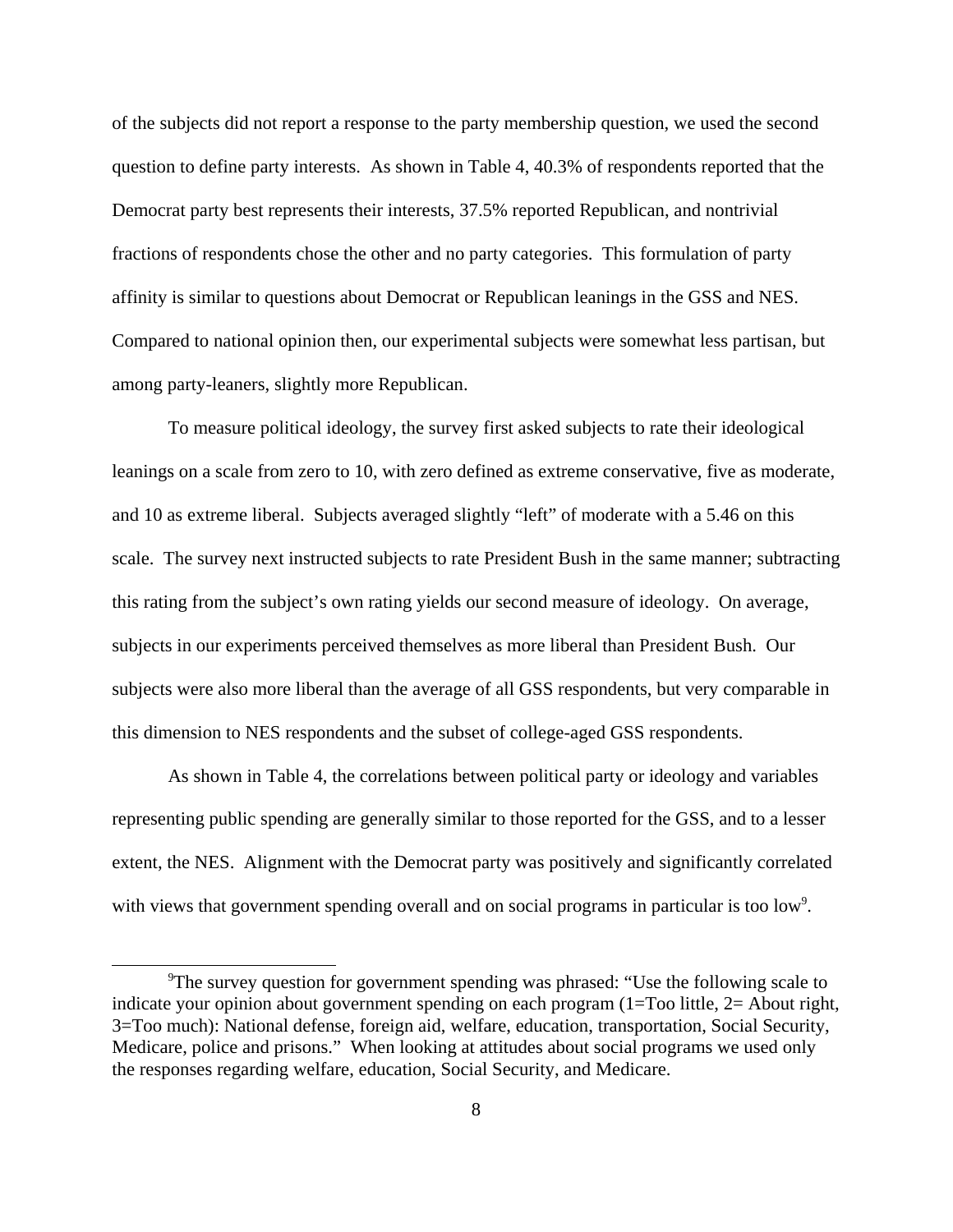of the subjects did not report a response to the party membership question, we used the second question to define party interests. As shown in Table 4, 40.3% of respondents reported that the Democrat party best represents their interests, 37.5% reported Republican, and nontrivial fractions of respondents chose the other and no party categories. This formulation of party affinity is similar to questions about Democrat or Republican leanings in the GSS and NES. Compared to national opinion then, our experimental subjects were somewhat less partisan, but among party-leaners, slightly more Republican.

To measure political ideology, the survey first asked subjects to rate their ideological leanings on a scale from zero to 10, with zero defined as extreme conservative, five as moderate, and 10 as extreme liberal. Subjects averaged slightly "left" of moderate with a 5.46 on this scale. The survey next instructed subjects to rate President Bush in the same manner; subtracting this rating from the subject's own rating yields our second measure of ideology. On average, subjects in our experiments perceived themselves as more liberal than President Bush. Our subjects were also more liberal than the average of all GSS respondents, but very comparable in this dimension to NES respondents and the subset of college-aged GSS respondents.

As shown in Table 4, the correlations between political party or ideology and variables representing public spending are generally similar to those reported for the GSS, and to a lesser extent, the NES. Alignment with the Democrat party was positively and significantly correlated with views that government spending overall and on social programs in particular is too low[9].

[9]The survey question for government spending was phrased: "Use the following scale to indicate your opinion about government spending on each program (1=Too little, 2= About right, 3=Too much): National defense, foreign aid, welfare, education, transportation, Social Security, Medicare, police and prisons." When looking at attitudes about social programs we used only the responses regarding welfare, education, Social Security, and Medicare.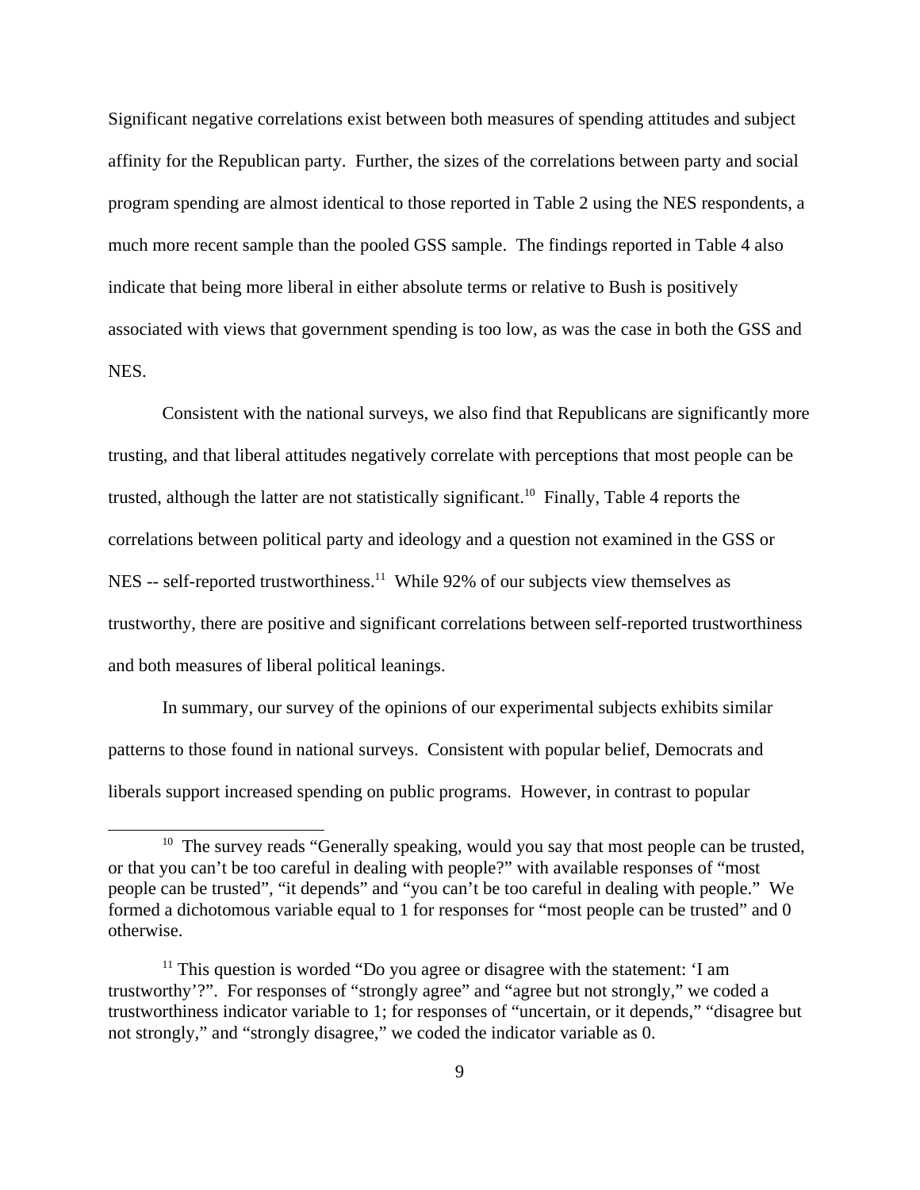Significant negative correlations exist between both measures of spending attitudes and subject affinity for the Republican party. Further, the sizes of the correlations between party and social program spending are almost identical to those reported in Table 2 using the NES respondents, a much more recent sample than the pooled GSS sample. The findings reported in Table 4 also indicate that being more liberal in either absolute terms or relative to Bush is positively associated with views that government spending is too low, as was the case in both the GSS and NES.

Consistent with the national surveys, we also find that Republicans are significantly more trusting, and that liberal attitudes negatively correlate with perceptions that most people can be trusted, although the latter are not statistically significant.[10] Finally, Table 4 reports the correlations between political party and ideology and a question not examined in the GSS or NES -- self-reported trustworthiness.[11] While 92% of our subjects view themselves as trustworthy, there are positive and significant correlations between self-reported trustworthiness and both measures of liberal political leanings.

In summary, our survey of the opinions of our experimental subjects exhibits similar patterns to those found in national surveys. Consistent with popular belief, Democrats and liberals support increased spending on public programs. However, in contrast to popular

---

[10] The survey reads "Generally speaking, would you say that most people can be trusted, or that you can't be too careful in dealing with people?" with available responses of "most people can be trusted", "it depends" and "you can't be too careful in dealing with people." We formed a dichotomous variable equal to 1 for responses for "most people can be trusted" and 0 otherwise.

[11] This question is worded "Do you agree or disagree with the statement: 'I am trustworthy'?". For responses of "strongly agree" and "agree but not strongly," we coded a trustworthiness indicator variable to 1; for responses of "uncertain, or it depends," "disagree but not strongly," and "strongly disagree," we coded the indicator variable as 0.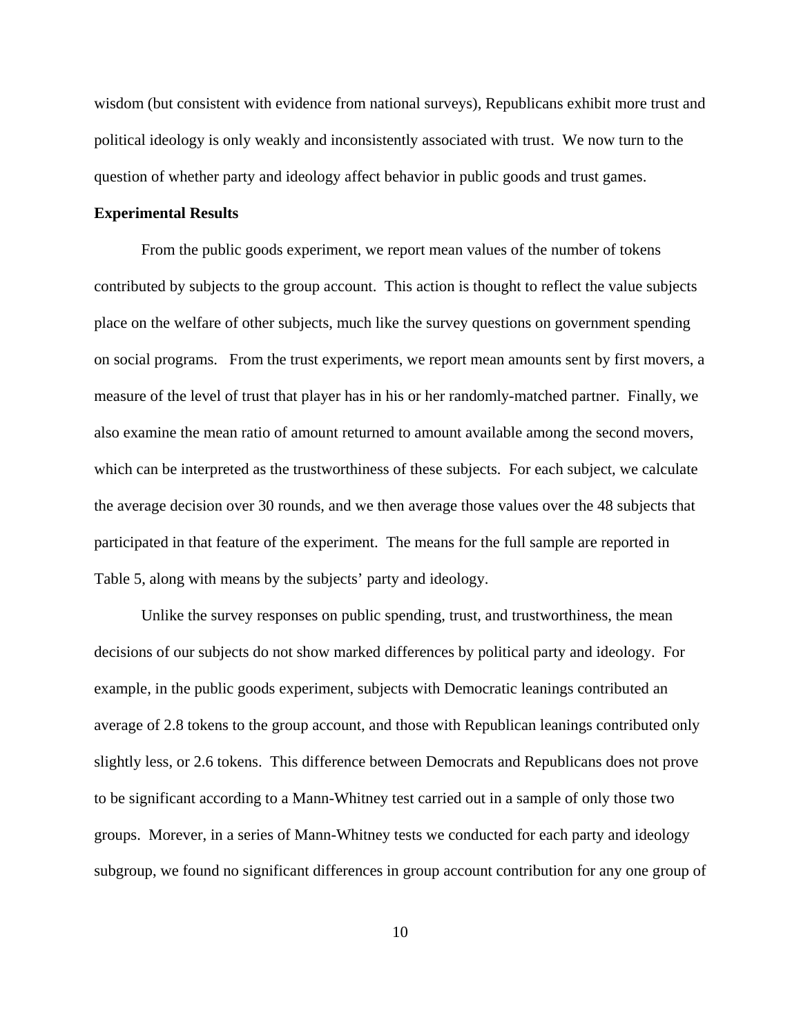wisdom (but consistent with evidence from national surveys), Republicans exhibit more trust and political ideology is only weakly and inconsistently associated with trust. We now turn to the question of whether party and ideology affect behavior in public goods and trust games.

**Experimental Results**

From the public goods experiment, we report mean values of the number of tokens contributed by subjects to the group account. This action is thought to reflect the value subjects place on the welfare of other subjects, much like the survey questions on government spending on social programs. From the trust experiments, we report mean amounts sent by first movers, a measure of the level of trust that player has in his or her randomly-matched partner. Finally, we also examine the mean ratio of amount returned to amount available among the second movers, which can be interpreted as the trustworthiness of these subjects. For each subject, we calculate the average decision over 30 rounds, and we then average those values over the 48 subjects that participated in that feature of the experiment. The means for the full sample are reported in Table 5, along with means by the subjects' party and ideology.

Unlike the survey responses on public spending, trust, and trustworthiness, the mean decisions of our subjects do not show marked differences by political party and ideology. For example, in the public goods experiment, subjects with Democratic leanings contributed an average of 2.8 tokens to the group account, and those with Republican leanings contributed only slightly less, or 2.6 tokens. This difference between Democrats and Republicans does not prove to be significant according to a Mann-Whitney test carried out in a sample of only those two groups. Morever, in a series of Mann-Whitney tests we conducted for each party and ideology subgroup, we found no significant differences in group account contribution for any one group of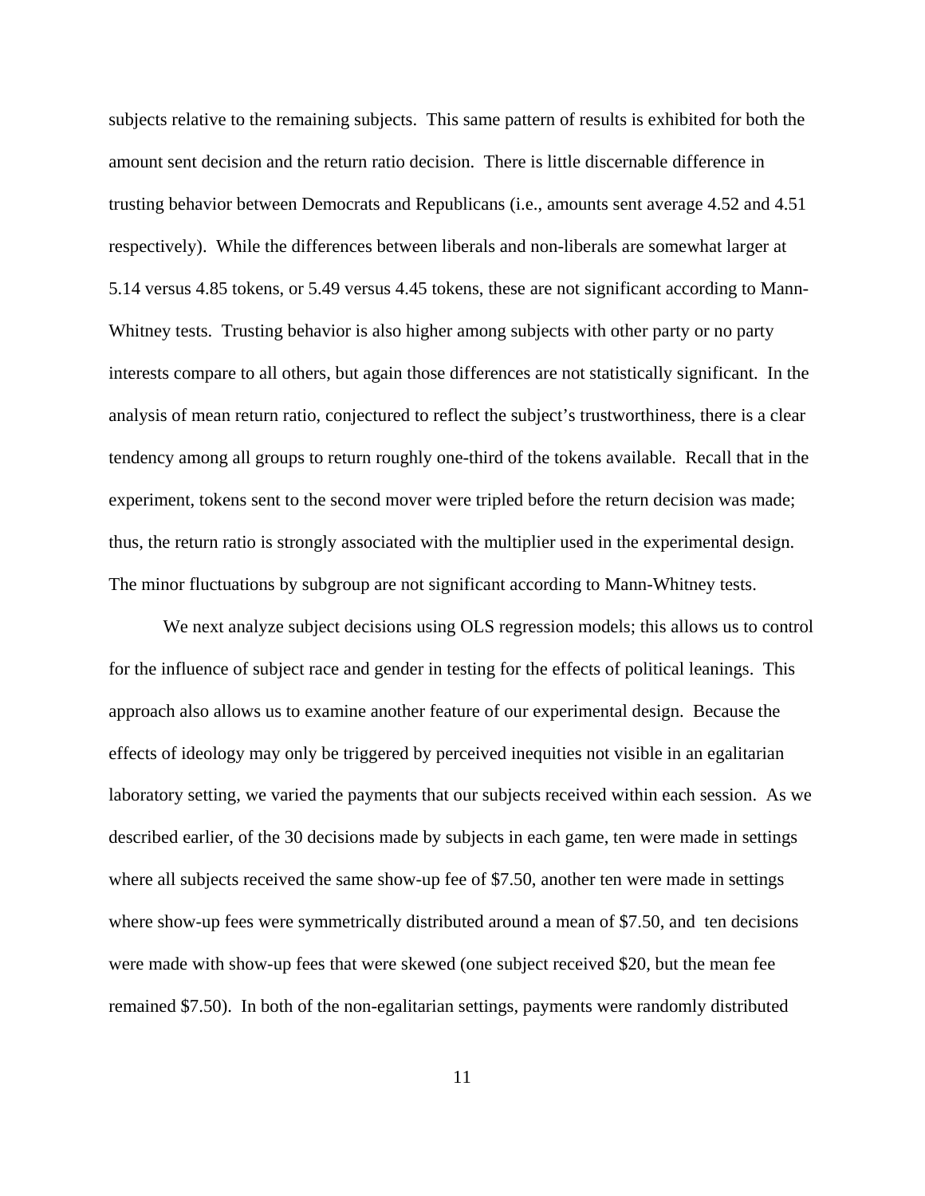subjects relative to the remaining subjects. This same pattern of results is exhibited for both the amount sent decision and the return ratio decision. There is little discernable difference in trusting behavior between Democrats and Republicans (i.e., amounts sent average 4.52 and 4.51 respectively). While the differences between liberals and non-liberals are somewhat larger at 5.14 versus 4.85 tokens, or 5.49 versus 4.45 tokens, these are not significant according to Mann-Whitney tests. Trusting behavior is also higher among subjects with other party or no party interests compare to all others, but again those differences are not statistically significant. In the analysis of mean return ratio, conjectured to reflect the subject's trustworthiness, there is a clear tendency among all groups to return roughly one-third of the tokens available. Recall that in the experiment, tokens sent to the second mover were tripled before the return decision was made; thus, the return ratio is strongly associated with the multiplier used in the experimental design. The minor fluctuations by subgroup are not significant according to Mann-Whitney tests.

We next analyze subject decisions using OLS regression models; this allows us to control for the influence of subject race and gender in testing for the effects of political leanings. This approach also allows us to examine another feature of our experimental design. Because the effects of ideology may only be triggered by perceived inequities not visible in an egalitarian laboratory setting, we varied the payments that our subjects received within each session. As we described earlier, of the 30 decisions made by subjects in each game, ten were made in settings where all subjects received the same show-up fee of $7.50, another ten were made in settings where show-up fees were symmetrically distributed around a mean of $7.50, and ten decisions were made with show-up fees that were skewed (one subject received $20, but the mean fee remained $7.50). In both of the non-egalitarian settings, payments were randomly distributed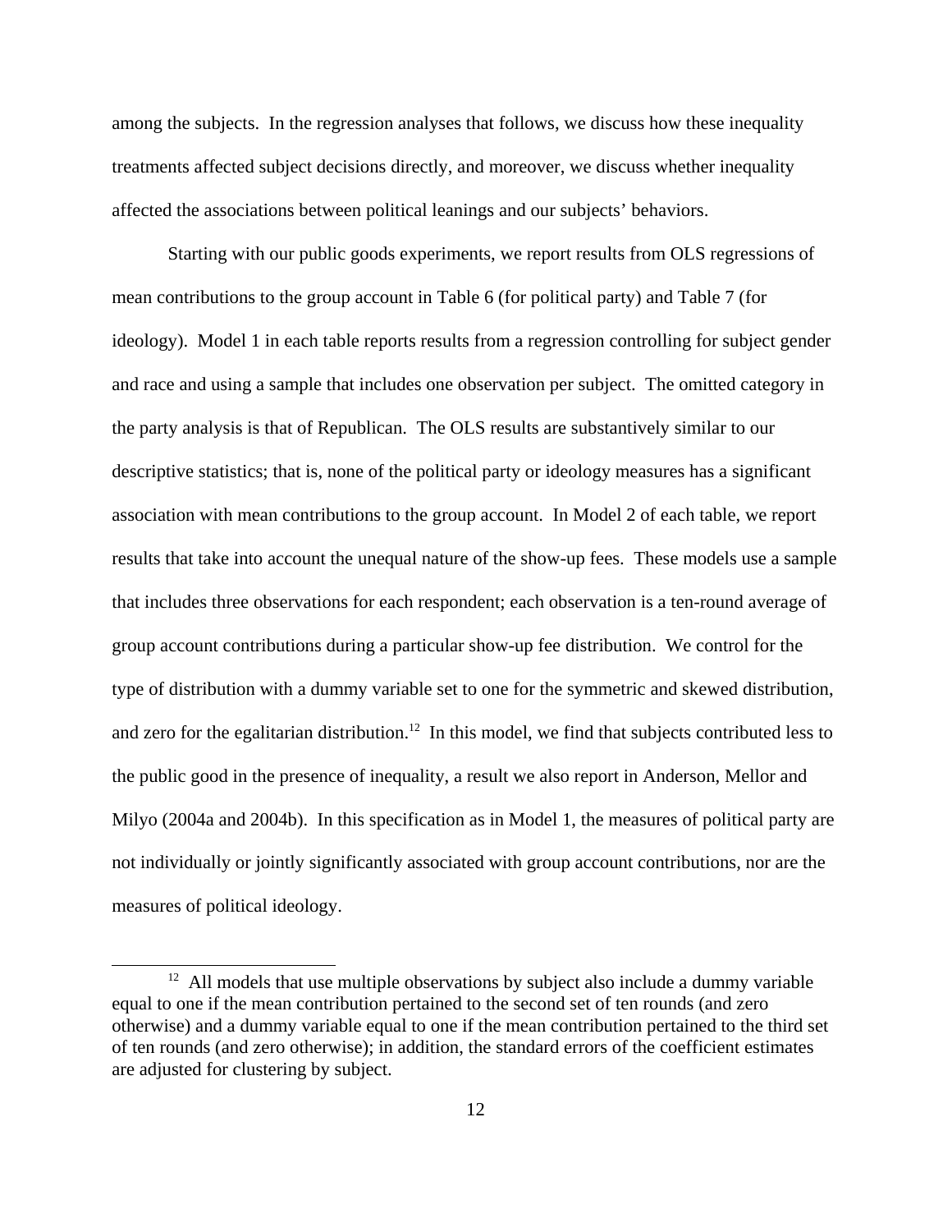among the subjects. In the regression analyses that follows, we discuss how these inequality treatments affected subject decisions directly, and moreover, we discuss whether inequality affected the associations between political leanings and our subjects' behaviors.

Starting with our public goods experiments, we report results from OLS regressions of mean contributions to the group account in Table 6 (for political party) and Table 7 (for ideology). Model 1 in each table reports results from a regression controlling for subject gender and race and using a sample that includes one observation per subject. The omitted category in the party analysis is that of Republican. The OLS results are substantively similar to our descriptive statistics; that is, none of the political party or ideology measures has a significant association with mean contributions to the group account. In Model 2 of each table, we report results that take into account the unequal nature of the show-up fees. These models use a sample that includes three observations for each respondent; each observation is a ten-round average of group account contributions during a particular show-up fee distribution. We control for the type of distribution with a dummy variable set to one for the symmetric and skewed distribution, and zero for the egalitarian distribution.[12] In this model, we find that subjects contributed less to the public good in the presence of inequality, a result we also report in Anderson, Mellor and Milyo (2004a and 2004b). In this specification as in Model 1, the measures of political party are not individually or jointly significantly associated with group account contributions, nor are the measures of political ideology.

[12] All models that use multiple observations by subject also include a dummy variable equal to one if the mean contribution pertained to the second set of ten rounds (and zero otherwise) and a dummy variable equal to one if the mean contribution pertained to the third set of ten rounds (and zero otherwise); in addition, the standard errors of the coefficient estimates are adjusted for clustering by subject.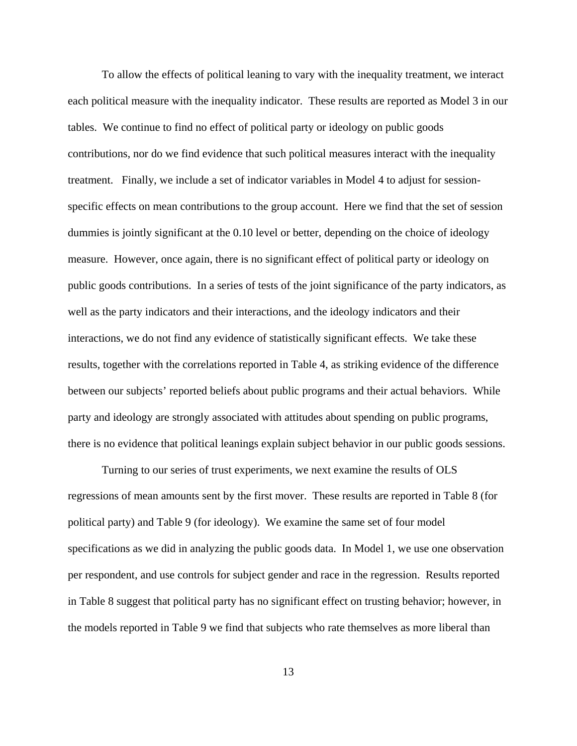To allow the effects of political leaning to vary with the inequality treatment, we interact each political measure with the inequality indicator. These results are reported as Model 3 in our tables. We continue to find no effect of political party or ideology on public goods contributions, nor do we find evidence that such political measures interact with the inequality treatment. Finally, we include a set of indicator variables in Model 4 to adjust for session-specific effects on mean contributions to the group account. Here we find that the set of session dummies is jointly significant at the 0.10 level or better, depending on the choice of ideology measure. However, once again, there is no significant effect of political party or ideology on public goods contributions. In a series of tests of the joint significance of the party indicators, as well as the party indicators and their interactions, and the ideology indicators and their interactions, we do not find any evidence of statistically significant effects. We take these results, together with the correlations reported in Table 4, as striking evidence of the difference between our subjects' reported beliefs about public programs and their actual behaviors. While party and ideology are strongly associated with attitudes about spending on public programs, there is no evidence that political leanings explain subject behavior in our public goods sessions.

Turning to our series of trust experiments, we next examine the results of OLS regressions of mean amounts sent by the first mover. These results are reported in Table 8 (for political party) and Table 9 (for ideology). We examine the same set of four model specifications as we did in analyzing the public goods data. In Model 1, we use one observation per respondent, and use controls for subject gender and race in the regression. Results reported in Table 8 suggest that political party has no significant effect on trusting behavior; however, in the models reported in Table 9 we find that subjects who rate themselves as more liberal than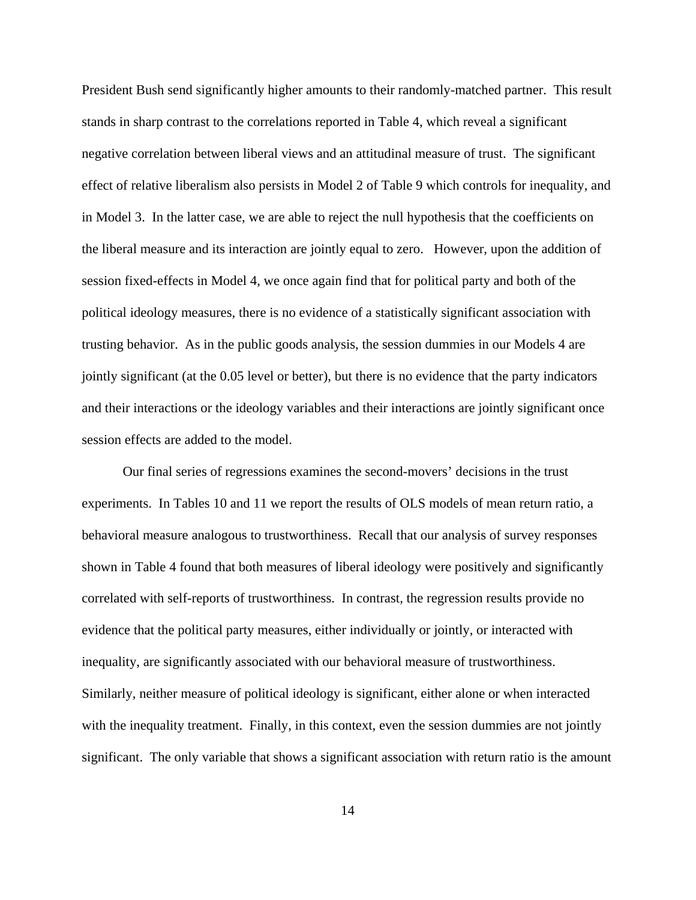President Bush send significantly higher amounts to their randomly-matched partner. This result stands in sharp contrast to the correlations reported in Table 4, which reveal a significant negative correlation between liberal views and an attitudinal measure of trust. The significant effect of relative liberalism also persists in Model 2 of Table 9 which controls for inequality, and in Model 3. In the latter case, we are able to reject the null hypothesis that the coefficients on the liberal measure and its interaction are jointly equal to zero. However, upon the addition of session fixed-effects in Model 4, we once again find that for political party and both of the political ideology measures, there is no evidence of a statistically significant association with trusting behavior. As in the public goods analysis, the session dummies in our Models 4 are jointly significant (at the 0.05 level or better), but there is no evidence that the party indicators and their interactions or the ideology variables and their interactions are jointly significant once session effects are added to the model.

Our final series of regressions examines the second-movers' decisions in the trust experiments. In Tables 10 and 11 we report the results of OLS models of mean return ratio, a behavioral measure analogous to trustworthiness. Recall that our analysis of survey responses shown in Table 4 found that both measures of liberal ideology were positively and significantly correlated with self-reports of trustworthiness. In contrast, the regression results provide no evidence that the political party measures, either individually or jointly, or interacted with inequality, are significantly associated with our behavioral measure of trustworthiness. Similarly, neither measure of political ideology is significant, either alone or when interacted with the inequality treatment. Finally, in this context, even the session dummies are not jointly significant. The only variable that shows a significant association with return ratio is the amount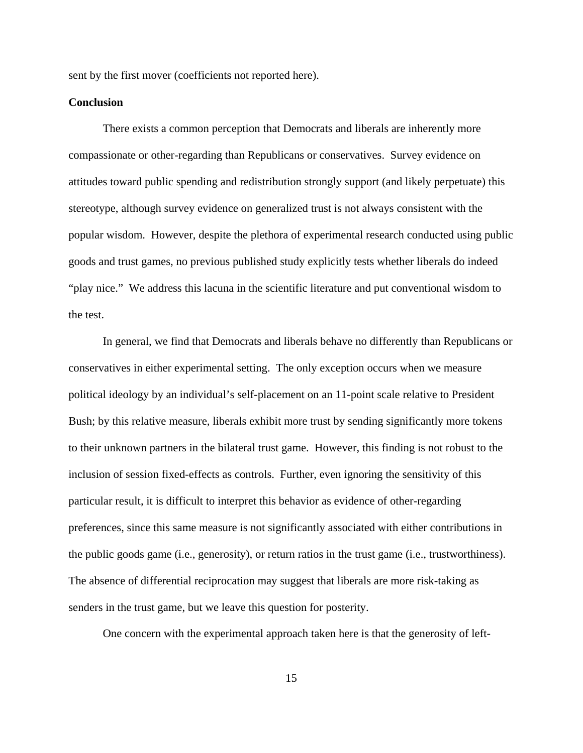sent by the first mover (coefficients not reported here).

**Conclusion**

There exists a common perception that Democrats and liberals are inherently more compassionate or other-regarding than Republicans or conservatives. Survey evidence on attitudes toward public spending and redistribution strongly support (and likely perpetuate) this stereotype, although survey evidence on generalized trust is not always consistent with the popular wisdom. However, despite the plethora of experimental research conducted using public goods and trust games, no previous published study explicitly tests whether liberals do indeed "play nice." We address this lacuna in the scientific literature and put conventional wisdom to the test.

In general, we find that Democrats and liberals behave no differently than Republicans or conservatives in either experimental setting. The only exception occurs when we measure political ideology by an individual's self-placement on an 11-point scale relative to President Bush; by this relative measure, liberals exhibit more trust by sending significantly more tokens to their unknown partners in the bilateral trust game. However, this finding is not robust to the inclusion of session fixed-effects as controls. Further, even ignoring the sensitivity of this particular result, it is difficult to interpret this behavior as evidence of other-regarding preferences, since this same measure is not significantly associated with either contributions in the public goods game (i.e., generosity), or return ratios in the trust game (i.e., trustworthiness). The absence of differential reciprocation may suggest that liberals are more risk-taking as senders in the trust game, but we leave this question for posterity.

One concern with the experimental approach taken here is that the generosity of left-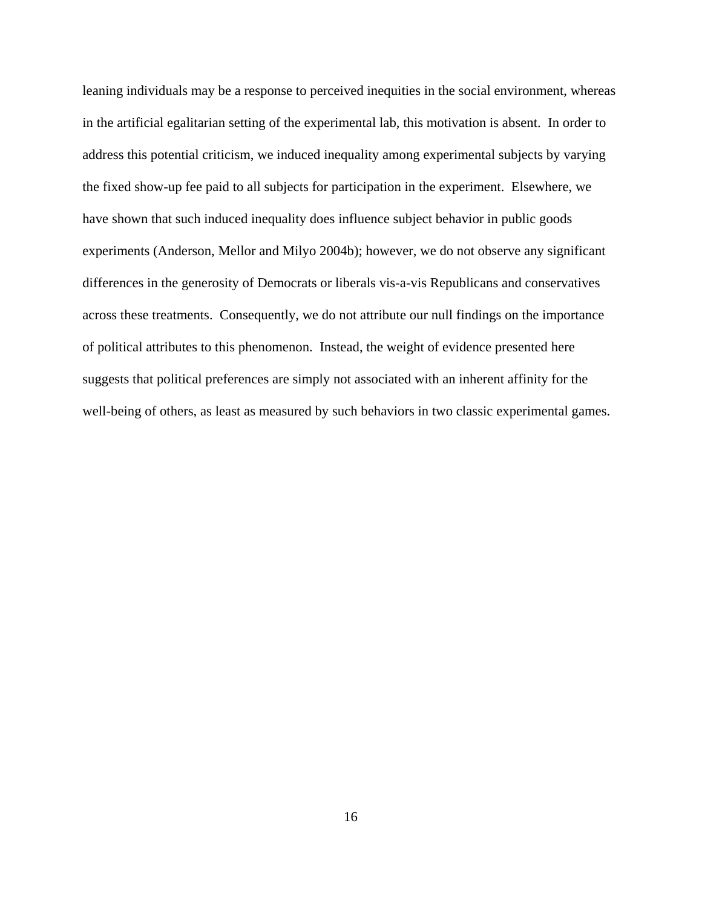leaning individuals may be a response to perceived inequities in the social environment, whereas in the artificial egalitarian setting of the experimental lab, this motivation is absent. In order to address this potential criticism, we induced inequality among experimental subjects by varying the fixed show-up fee paid to all subjects for participation in the experiment. Elsewhere, we have shown that such induced inequality does influence subject behavior in public goods experiments (Anderson, Mellor and Milyo 2004b); however, we do not observe any significant differences in the generosity of Democrats or liberals vis-a-vis Republicans and conservatives across these treatments. Consequently, we do not attribute our null findings on the importance of political attributes to this phenomenon. Instead, the weight of evidence presented here suggests that political preferences are simply not associated with an inherent affinity for the well-being of others, as least as measured by such behaviors in two classic experimental games.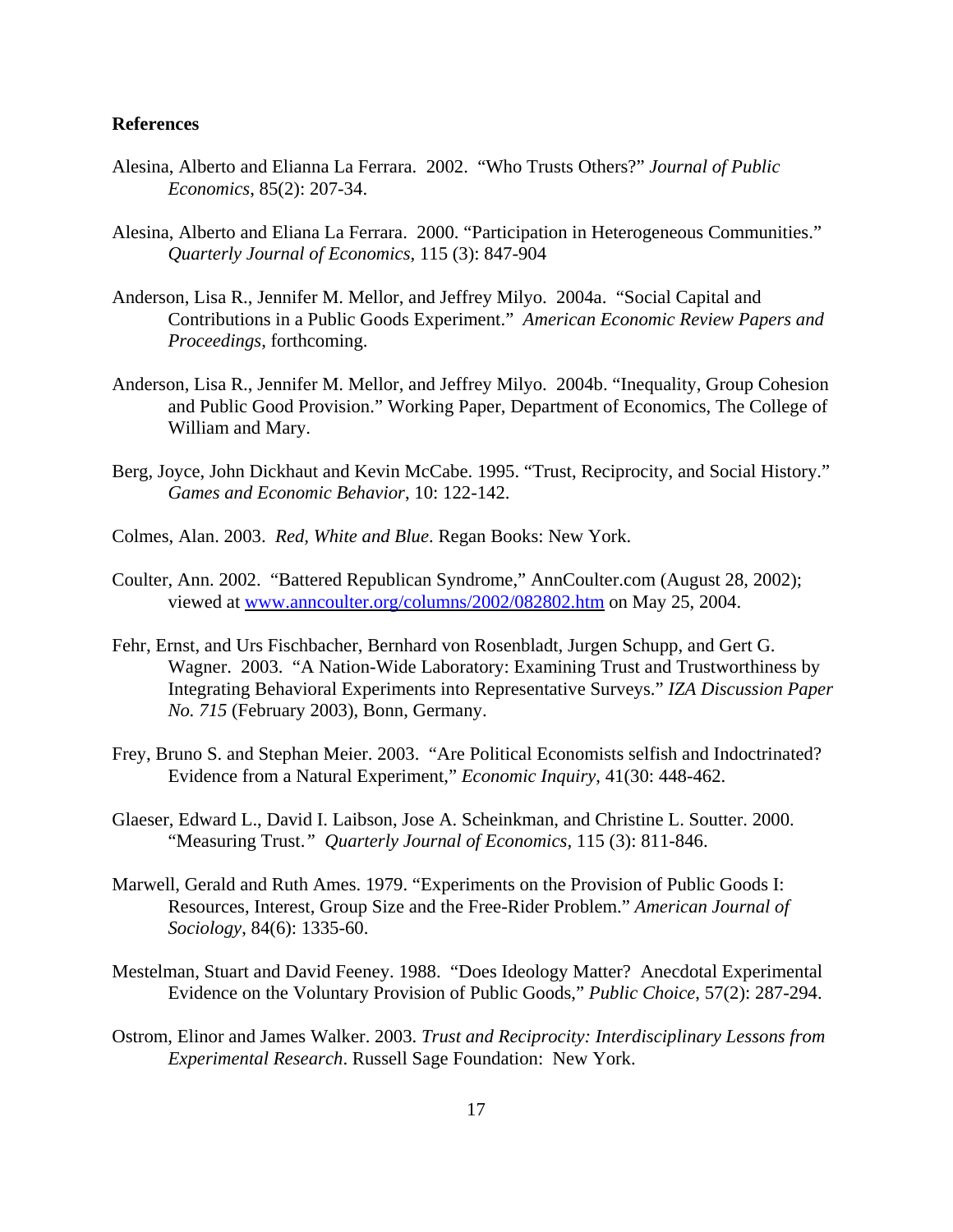**References**

Alesina, Alberto and Elianna La Ferrara. 2002. "Who Trusts Others?" *Journal of Public Economics*, 85(2): 207-34.

Alesina, Alberto and Eliana La Ferrara. 2000. "Participation in Heterogeneous Communities." *Quarterly Journal of Economics*, 115 (3): 847-904

Anderson, Lisa R., Jennifer M. Mellor, and Jeffrey Milyo. 2004a. "Social Capital and Contributions in a Public Goods Experiment." *American Economic Review Papers and Proceedings*, forthcoming.

Anderson, Lisa R., Jennifer M. Mellor, and Jeffrey Milyo. 2004b. "Inequality, Group Cohesion and Public Good Provision." Working Paper, Department of Economics, The College of William and Mary.

Berg, Joyce, John Dickhaut and Kevin McCabe. 1995. "Trust, Reciprocity, and Social History." *Games and Economic Behavior*, 10: 122-142.

Colmes, Alan. 2003. *Red, White and Blue*. Regan Books: New York.

Coulter, Ann. 2002. "Battered Republican Syndrome," AnnCoulter.com (August 28, 2002); viewed at www.anncoulter.org/columns/2002/082802.htm on May 25, 2004.

Fehr, Ernst, and Urs Fischbacher, Bernhard von Rosenbladt, Jurgen Schupp, and Gert G. Wagner. 2003. "A Nation-Wide Laboratory: Examining Trust and Trustworthiness by Integrating Behavioral Experiments into Representative Surveys." *IZA Discussion Paper No. 715* (February 2003), Bonn, Germany.

Frey, Bruno S. and Stephan Meier. 2003. "Are Political Economists selfish and Indoctrinated? Evidence from a Natural Experiment," *Economic Inquiry*, 41(30: 448-462.

Glaeser, Edward L., David I. Laibson, Jose A. Scheinkman, and Christine L. Soutter. 2000. "Measuring Trust." *Quarterly Journal of Economics*, 115 (3): 811-846.

Marwell, Gerald and Ruth Ames. 1979. "Experiments on the Provision of Public Goods I: Resources, Interest, Group Size and the Free-Rider Problem." *American Journal of Sociology*, 84(6): 1335-60.

Mestelman, Stuart and David Feeney. 1988. "Does Ideology Matter? Anecdotal Experimental Evidence on the Voluntary Provision of Public Goods," *Public Choice*, 57(2): 287-294.

Ostrom, Elinor and James Walker. 2003. *Trust and Reciprocity: Interdisciplinary Lessons from Experimental Research*. Russell Sage Foundation: New York.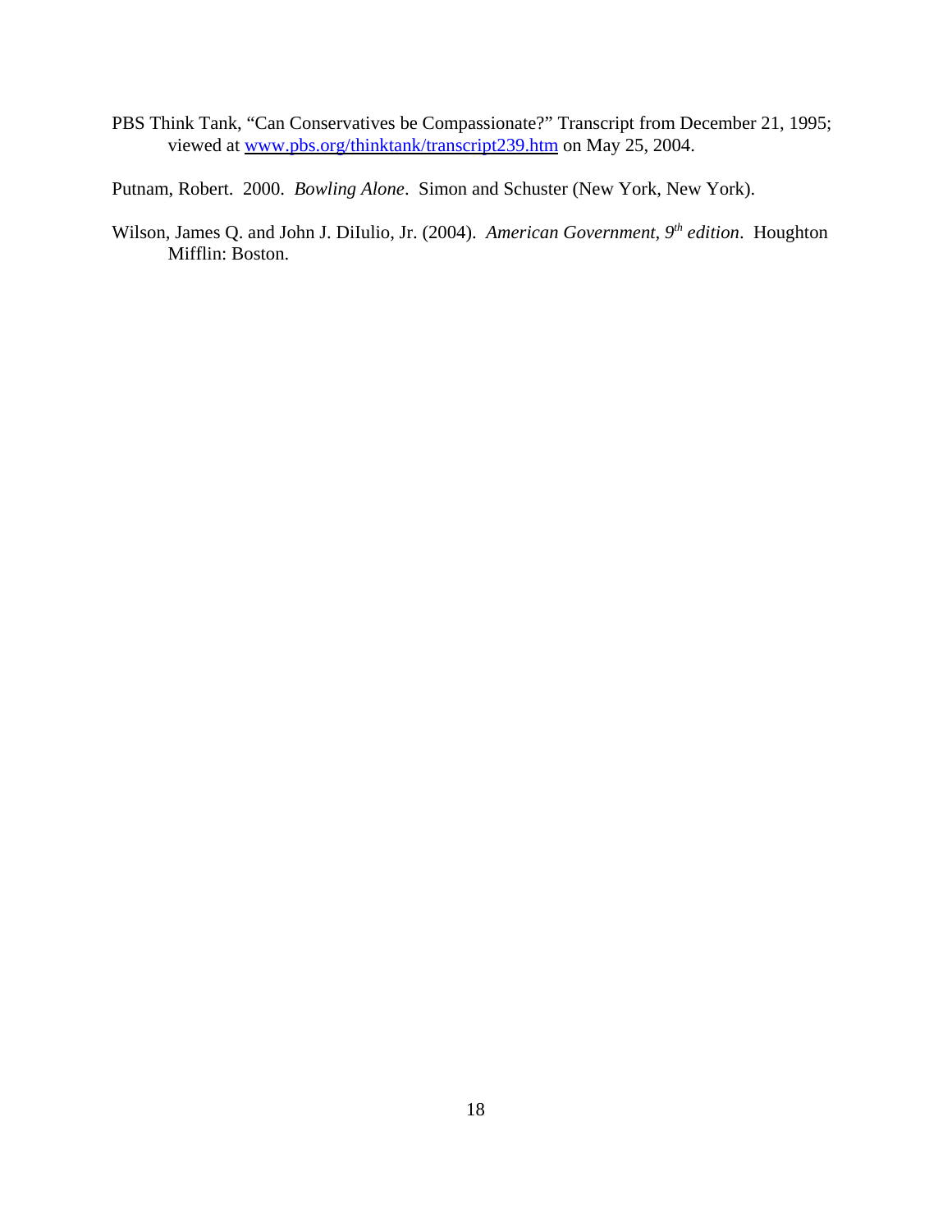PBS Think Tank, "Can Conservatives be Compassionate?" Transcript from December 21, 1995; viewed at www.pbs.org/thinktank/transcript239.htm on May 25, 2004.

Putnam, Robert. 2000. *Bowling Alone*. Simon and Schuster (New York, New York).

Wilson, James Q. and John J. DiIulio, Jr. (2004). *American Government, 9th edition*. Houghton Mifflin: Boston.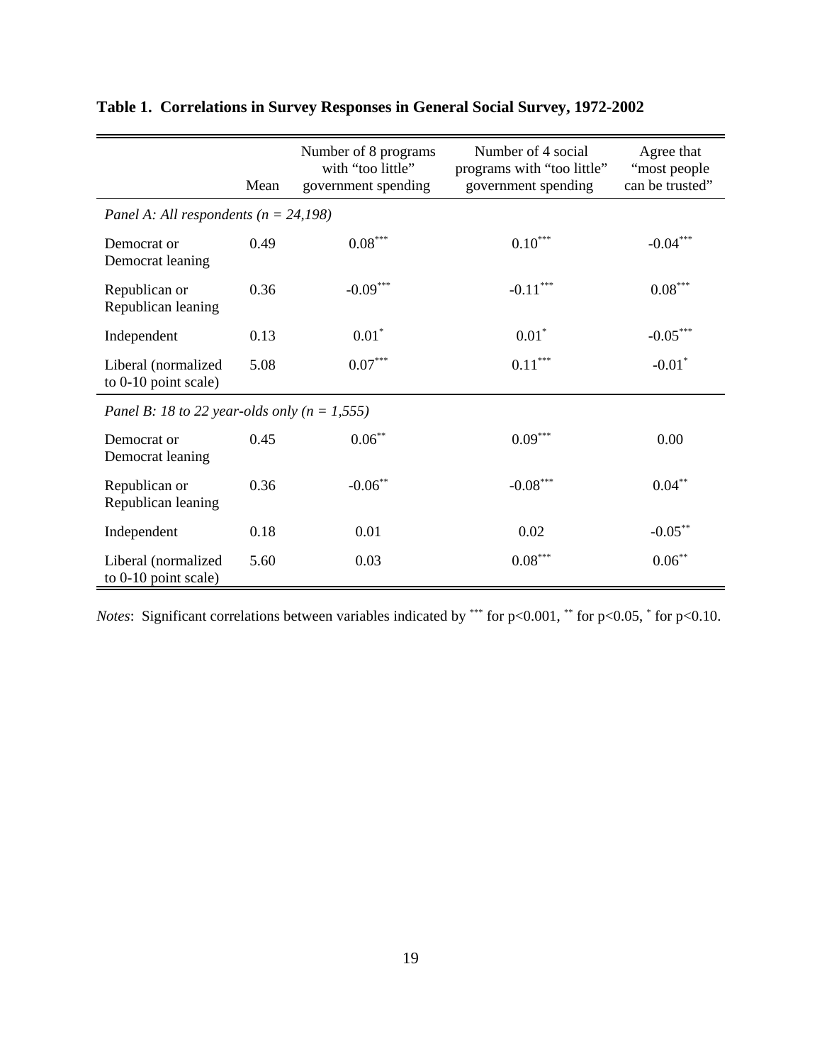**Table 1. Correlations in Survey Responses in General Social Survey, 1972-2002**

| | Mean | Number of 8 programs with "too little" government spending | Number of 4 social programs with "too little" government spending | Agree that "most people can be trusted" |
|---|---|---|---|---|
| *Panel A: All respondents (n = 24,198)* | | | | |
| Democrat or Democrat leaning | 0.49 | 0.08*** | 0.10*** | -0.04*** |
| Republican or Republican leaning | 0.36 | -0.09*** | -0.11*** | 0.08*** |
| Independent | 0.13 | 0.01* | 0.01* | -0.05*** |
| Liberal (normalized to 0-10 point scale) | 5.08 | 0.07*** | 0.11*** | -0.01* |
| *Panel B: 18 to 22 year-olds only (n = 1,555)* | | | | |
| Democrat or Democrat leaning | 0.45 | 0.06** | 0.09*** | 0.00 |
| Republican or Republican leaning | 0.36 | -0.06** | -0.08*** | 0.04** |
| Independent | 0.18 | 0.01 | 0.02 | -0.05** |
| Liberal (normalized to 0-10 point scale) | 5.60 | 0.03 | 0.08*** | 0.06** |

*Notes*: Significant correlations between variables indicated by *** for p<0.001, ** for p<0.05, * for p<0.10.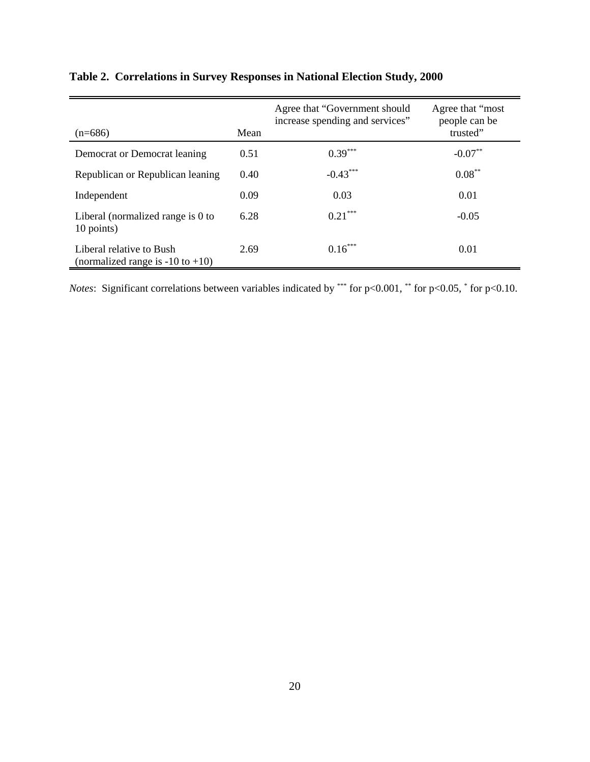**Table 2. Correlations in Survey Responses in National Election Study, 2000**

| (n=686) | Mean | Agree that "Government should increase spending and services" | Agree that "most people can be trusted" |
|---|---|---|---|
| Democrat or Democrat leaning | 0.51 | 0.39*** | -0.07** |
| Republican or Republican leaning | 0.40 | -0.43*** | 0.08** |
| Independent | 0.09 | 0.03 | 0.01 |
| Liberal (normalized range is 0 to 10 points) | 6.28 | 0.21*** | -0.05 |
| Liberal relative to Bush (normalized range is -10 to +10) | 2.69 | 0.16*** | 0.01 |

*Notes*: Significant correlations between variables indicated by *** for $p<0.001$, ** for $p<0.05$, * for $p<0.10$.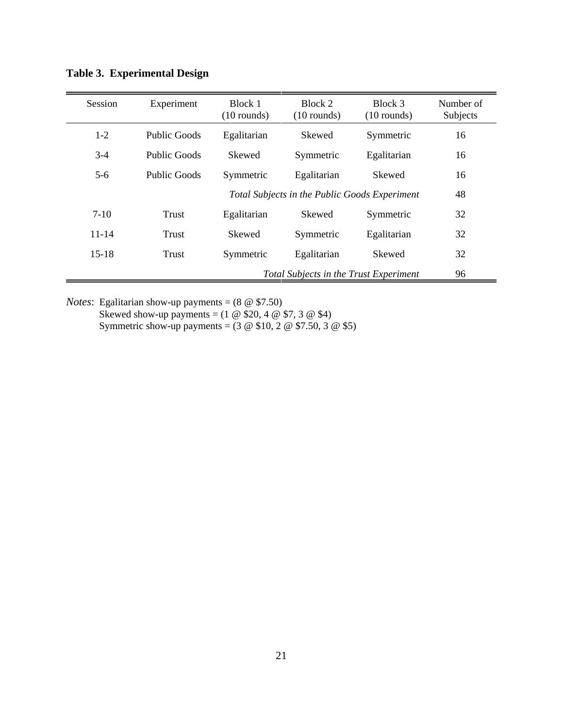**Table 3. Experimental Design**

| Session | Experiment | Block 1 (10 rounds) | Block 2 (10 rounds) | Block 3 (10 rounds) | Number of Subjects |
|---|---|---|---|---|---|
| 1-2 | Public Goods | Egalitarian | Skewed | Symmetric | 16 |
| 3-4 | Public Goods | Skewed | Symmetric | Egalitarian | 16 |
| 5-6 | Public Goods | Symmetric | Egalitarian | Skewed | 16 |
| | | *Total Subjects in the Public Goods Experiment* | | | 48 |
| 7-10 | Trust | Egalitarian | Skewed | Symmetric | 32 |
| 11-14 | Trust | Skewed | Symmetric | Egalitarian | 32 |
| 15-18 | Trust | Symmetric | Egalitarian | Skewed | 32 |
| | | | *Total Subjects in the Trust Experiment* | | 96 |

*Notes*: Egalitarian show-up payments = (8 @ $7.50)
Skewed show-up payments = (1 @ $20, 4 @ $7, 3 @ $4)
Symmetric show-up payments = (3 @ $10, 2 @ $7.50, 3 @ $5)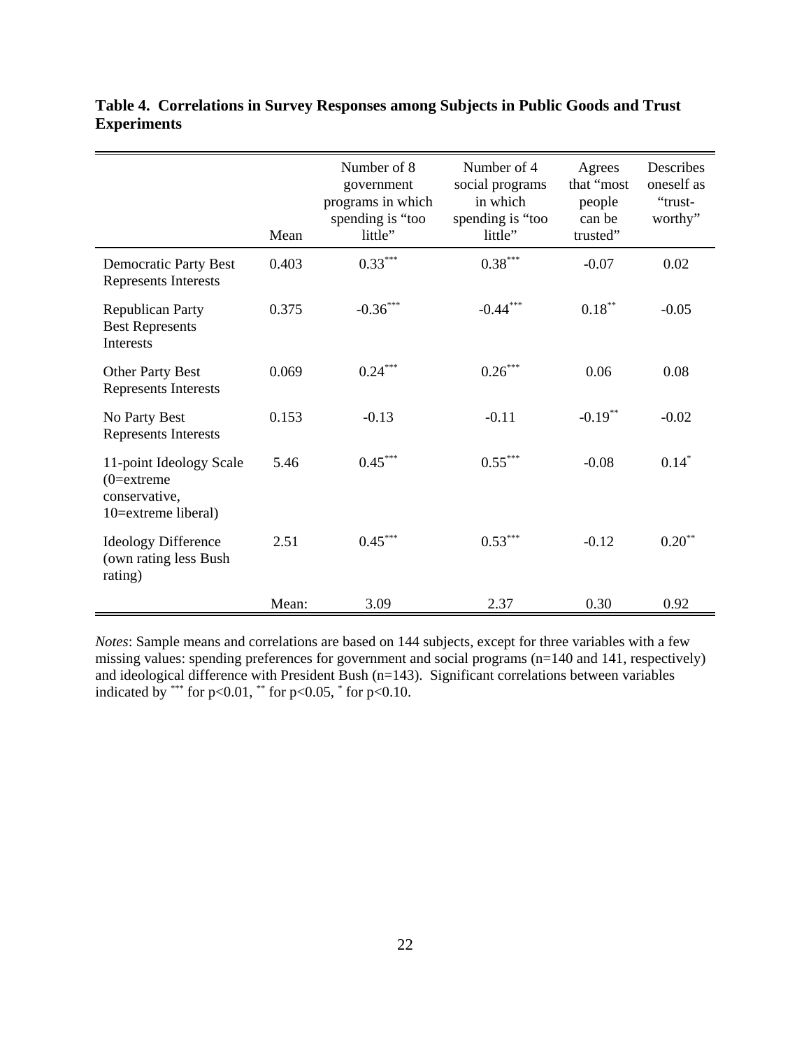**Table 4. Correlations in Survey Responses among Subjects in Public Goods and Trust Experiments**

| | Mean | Number of 8 government programs in which spending is "too little" | Number of 4 social programs in which spending is "too little" | Agrees that "most people can be trusted" | Describes oneself as "trust-worthy" |
|---|---|---|---|---|---|
| Democratic Party Best Represents Interests | 0.403 | 0.33*** | 0.38*** | -0.07 | 0.02 |
| Republican Party Best Represents Interests | 0.375 | -0.36*** | -0.44*** | 0.18** | -0.05 |
| Other Party Best Represents Interests | 0.069 | 0.24*** | 0.26*** | 0.06 | 0.08 |
| No Party Best Represents Interests | 0.153 | -0.13 | -0.11 | -0.19** | -0.02 |
| 11-point Ideology Scale (0=extreme conservative, 10=extreme liberal) | 5.46 | 0.45*** | 0.55*** | -0.08 | 0.14* |
| Ideology Difference (own rating less Bush rating) | 2.51 | 0.45*** | 0.53*** | -0.12 | 0.20** |
| | Mean: | 3.09 | 2.37 | 0.30 | 0.92 |

*Notes*: Sample means and correlations are based on 144 subjects, except for three variables with a few missing values: spending preferences for government and social programs (n=140 and 141, respectively) and ideological difference with President Bush (n=143). Significant correlations between variables indicated by *** for $p<0.01$, ** for $p<0.05$, * for $p<0.10$.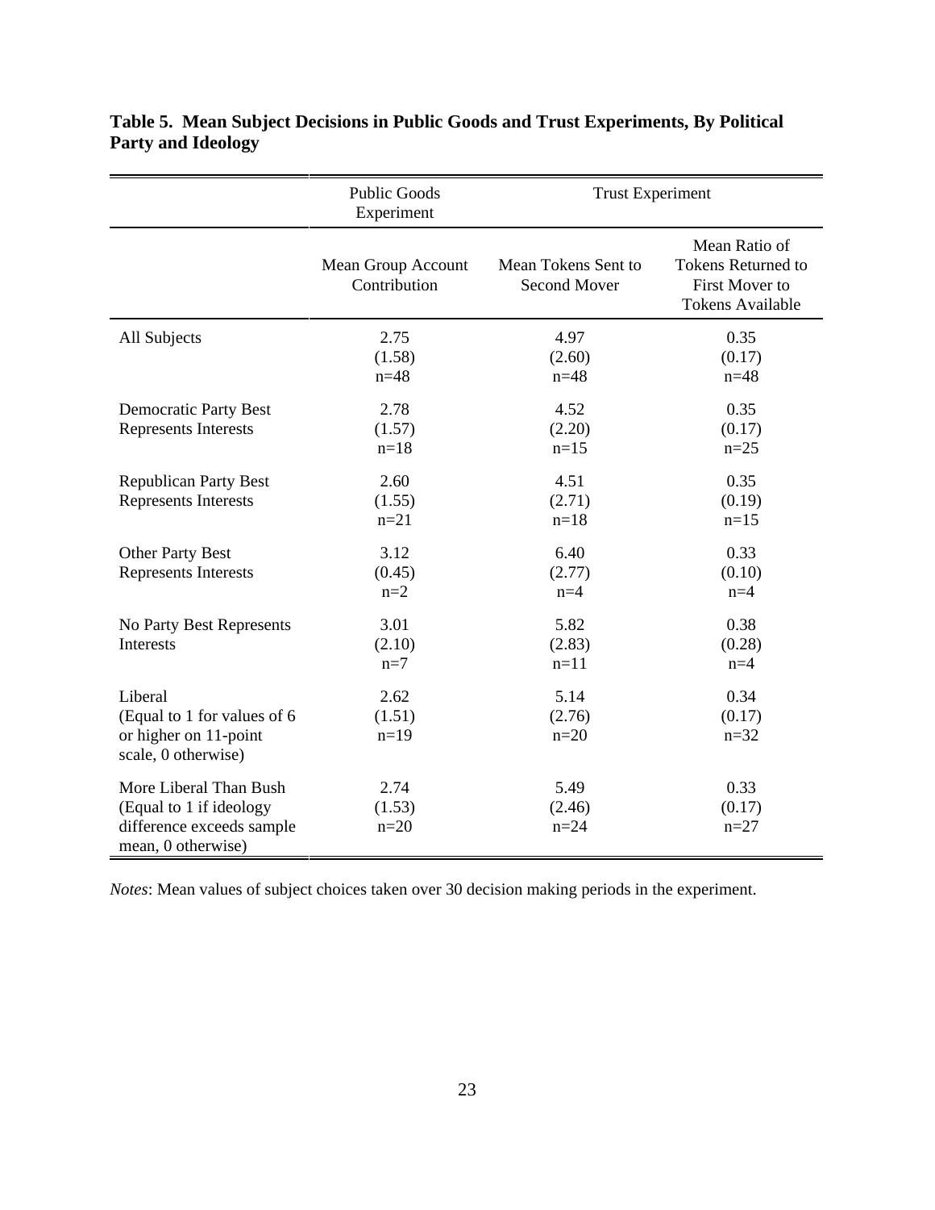**Table 5. Mean Subject Decisions in Public Goods and Trust Experiments, By Political Party and Ideology**

| | Public Goods Experiment | Trust Experiment | |
|---|---|---|---|
| | Mean Group Account Contribution | Mean Tokens Sent to Second Mover | Mean Ratio of Tokens Returned to First Mover to Tokens Available |
| All Subjects | 2.75<br>(1.58)<br>n=48 | 4.97<br>(2.60)<br>n=48 | 0.35<br>(0.17)<br>n=48 |
| Democratic Party Best Represents Interests | 2.78<br>(1.57)<br>n=18 | 4.52<br>(2.20)<br>n=15 | 0.35<br>(0.17)<br>n=25 |
| Republican Party Best Represents Interests | 2.60<br>(1.55)<br>n=21 | 4.51<br>(2.71)<br>n=18 | 0.35<br>(0.19)<br>n=15 |
| Other Party Best Represents Interests | 3.12<br>(0.45)<br>n=2 | 6.40<br>(2.77)<br>n=4 | 0.33<br>(0.10)<br>n=4 |
| No Party Best Represents Interests | 3.01<br>(2.10)<br>n=7 | 5.82<br>(2.83)<br>n=11 | 0.38<br>(0.28)<br>n=4 |
| Liberal<br>(Equal to 1 for values of 6 or higher on 11-point scale, 0 otherwise) | 2.62<br>(1.51)<br>n=19 | 5.14<br>(2.76)<br>n=20 | 0.34<br>(0.17)<br>n=32 |
| More Liberal Than Bush<br>(Equal to 1 if ideology difference exceeds sample mean, 0 otherwise) | 2.74<br>(1.53)<br>n=20 | 5.49<br>(2.46)<br>n=24 | 0.33<br>(0.17)<br>n=27 |

*Notes*: Mean values of subject choices taken over 30 decision making periods in the experiment.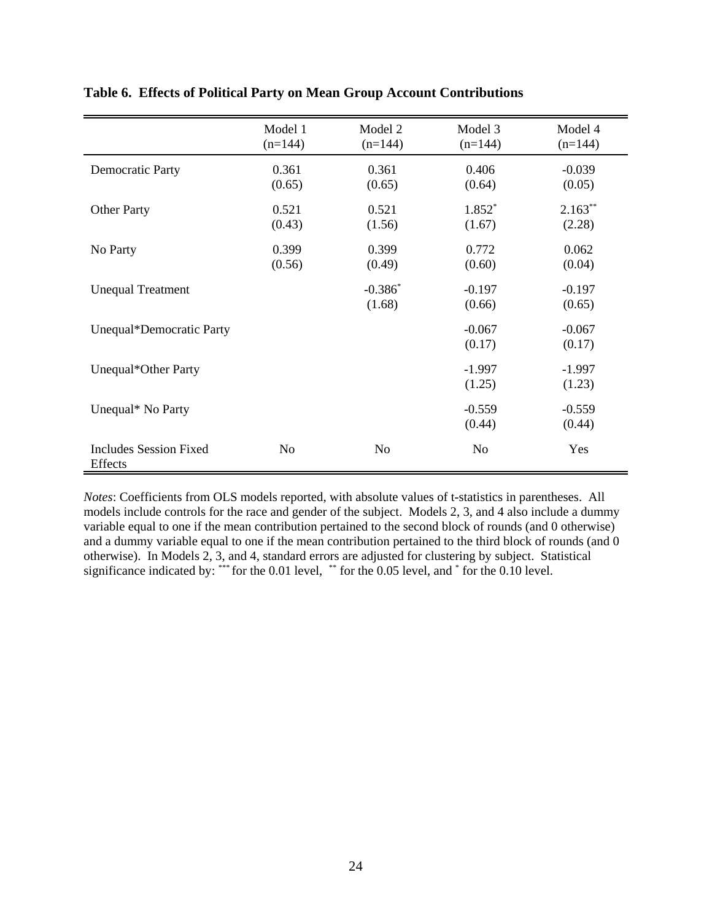**Table 6. Effects of Political Party on Mean Group Account Contributions**

| | Model 1 (n=144) | Model 2 (n=144) | Model 3 (n=144) | Model 4 (n=144) |
|---|---|---|---|---|
| Democratic Party | 0.361 (0.65) | 0.361 (0.65) | 0.406 (0.64) | -0.039 (0.05) |
| Other Party | 0.521 (0.43) | 0.521 (1.56) | 1.852* (1.67) | 2.163** (2.28) |
| No Party | 0.399 (0.56) | 0.399 (0.49) | 0.772 (0.60) | 0.062 (0.04) |
| Unequal Treatment | | -0.386* (1.68) | -0.197 (0.66) | -0.197 (0.65) |
| Unequal*Democratic Party | | | -0.067 (0.17) | -0.067 (0.17) |
| Unequal*Other Party | | | -1.997 (1.25) | -1.997 (1.23) |
| Unequal* No Party | | | -0.559 (0.44) | -0.559 (0.44) |
| Includes Session Fixed Effects | No | No | No | Yes |

*Notes*: Coefficients from OLS models reported, with absolute values of t-statistics in parentheses. All models include controls for the race and gender of the subject. Models 2, 3, and 4 also include a dummy variable equal to one if the mean contribution pertained to the second block of rounds (and 0 otherwise) and a dummy variable equal to one if the mean contribution pertained to the third block of rounds (and 0 otherwise). In Models 2, 3, and 4, standard errors are adjusted for clustering by subject. Statistical significance indicated by: *** for the 0.01 level, ** for the 0.05 level, and * for the 0.10 level.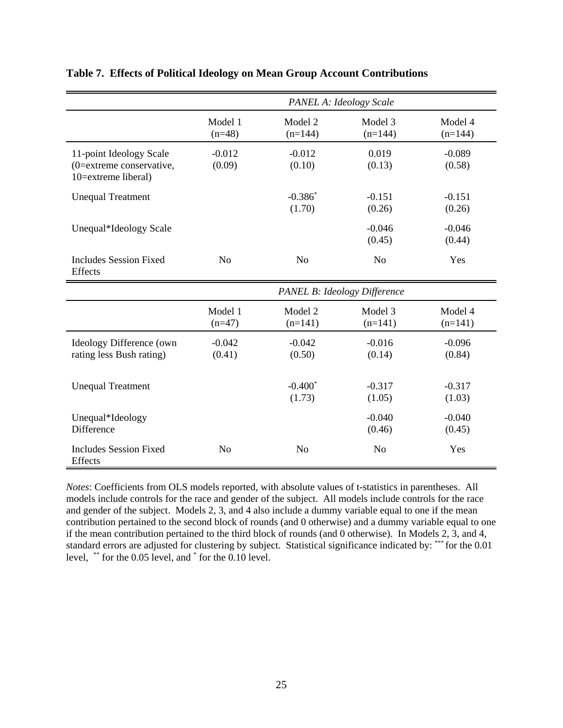**Table 7. Effects of Political Ideology on Mean Group Account Contributions**

| | *PANEL A: Ideology Scale* | | | |
|---|---|---|---|---|
| | Model 1 (n=48) | Model 2 (n=144) | Model 3 (n=144) | Model 4 (n=144) |
| 11-point Ideology Scale (0=extreme conservative, 10=extreme liberal) | -0.012 (0.09) | -0.012 (0.10) | 0.019 (0.13) | -0.089 (0.58) |
| Unequal Treatment | | -0.386* (1.70) | -0.151 (0.26) | -0.151 (0.26) |
| Unequal*Ideology Scale | | | -0.046 (0.45) | -0.046 (0.44) |
| Includes Session Fixed Effects | No | No | No | Yes |
| | *PANEL B: Ideology Difference* | | | |
| | Model 1 (n=47) | Model 2 (n=141) | Model 3 (n=141) | Model 4 (n=141) |
| Ideology Difference (own rating less Bush rating) | -0.042 (0.41) | -0.042 (0.50) | -0.016 (0.14) | -0.096 (0.84) |
| Unequal Treatment | | -0.400* (1.73) | -0.317 (1.05) | -0.317 (1.03) |
| Unequal*Ideology Difference | | | -0.040 (0.46) | -0.040 (0.45) |
| Includes Session Fixed Effects | No | No | No | Yes |

*Notes*: Coefficients from OLS models reported, with absolute values of t-statistics in parentheses. All models include controls for the race and gender of the subject. All models include controls for the race and gender of the subject. Models 2, 3, and 4 also include a dummy variable equal to one if the mean contribution pertained to the second block of rounds (and 0 otherwise) and a dummy variable equal to one if the mean contribution pertained to the third block of rounds (and 0 otherwise). In Models 2, 3, and 4, standard errors are adjusted for clustering by subject. Statistical significance indicated by: *** for the 0.01 level, ** for the 0.05 level, and * for the 0.10 level.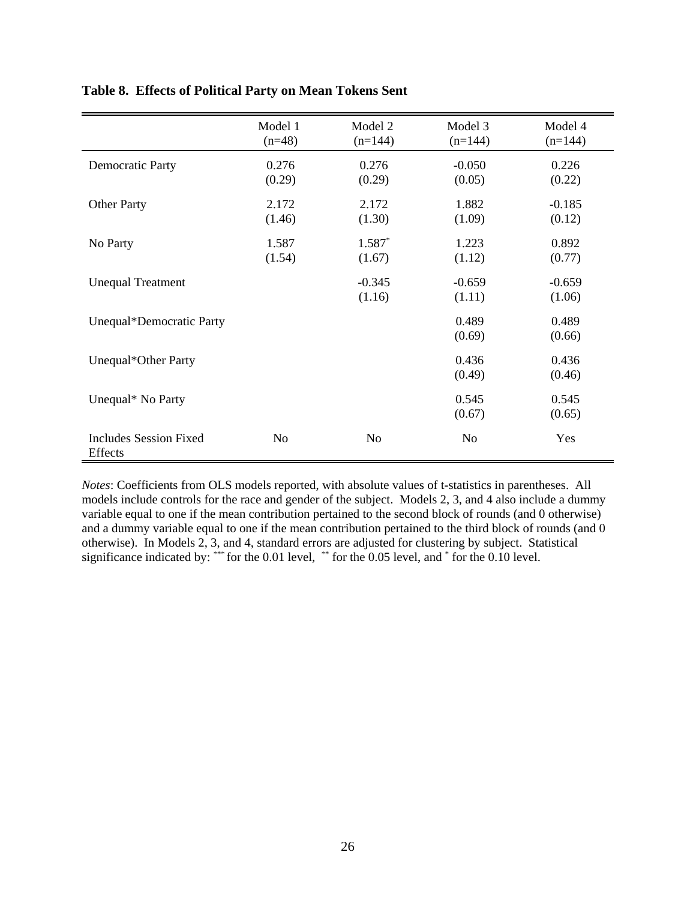**Table 8. Effects of Political Party on Mean Tokens Sent**

| | Model 1 (n=48) | Model 2 (n=144) | Model 3 (n=144) | Model 4 (n=144) |
|---|---|---|---|---|
| Democratic Party | 0.276 (0.29) | 0.276 (0.29) | -0.050 (0.05) | 0.226 (0.22) |
| Other Party | 2.172 (1.46) | 2.172 (1.30) | 1.882 (1.09) | -0.185 (0.12) |
| No Party | 1.587 (1.54) | 1.587* (1.67) | 1.223 (1.12) | 0.892 (0.77) |
| Unequal Treatment | | -0.345 (1.16) | -0.659 (1.11) | -0.659 (1.06) |
| Unequal*Democratic Party | | | 0.489 (0.69) | 0.489 (0.66) |
| Unequal*Other Party | | | 0.436 (0.49) | 0.436 (0.46) |
| Unequal* No Party | | | 0.545 (0.67) | 0.545 (0.65) |
| Includes Session Fixed Effects | No | No | No | Yes |

*Notes*: Coefficients from OLS models reported, with absolute values of t-statistics in parentheses. All models include controls for the race and gender of the subject. Models 2, 3, and 4 also include a dummy variable equal to one if the mean contribution pertained to the second block of rounds (and 0 otherwise) and a dummy variable equal to one if the mean contribution pertained to the third block of rounds (and 0 otherwise). In Models 2, 3, and 4, standard errors are adjusted for clustering by subject. Statistical significance indicated by: *** for the 0.01 level, ** for the 0.05 level, and * for the 0.10 level.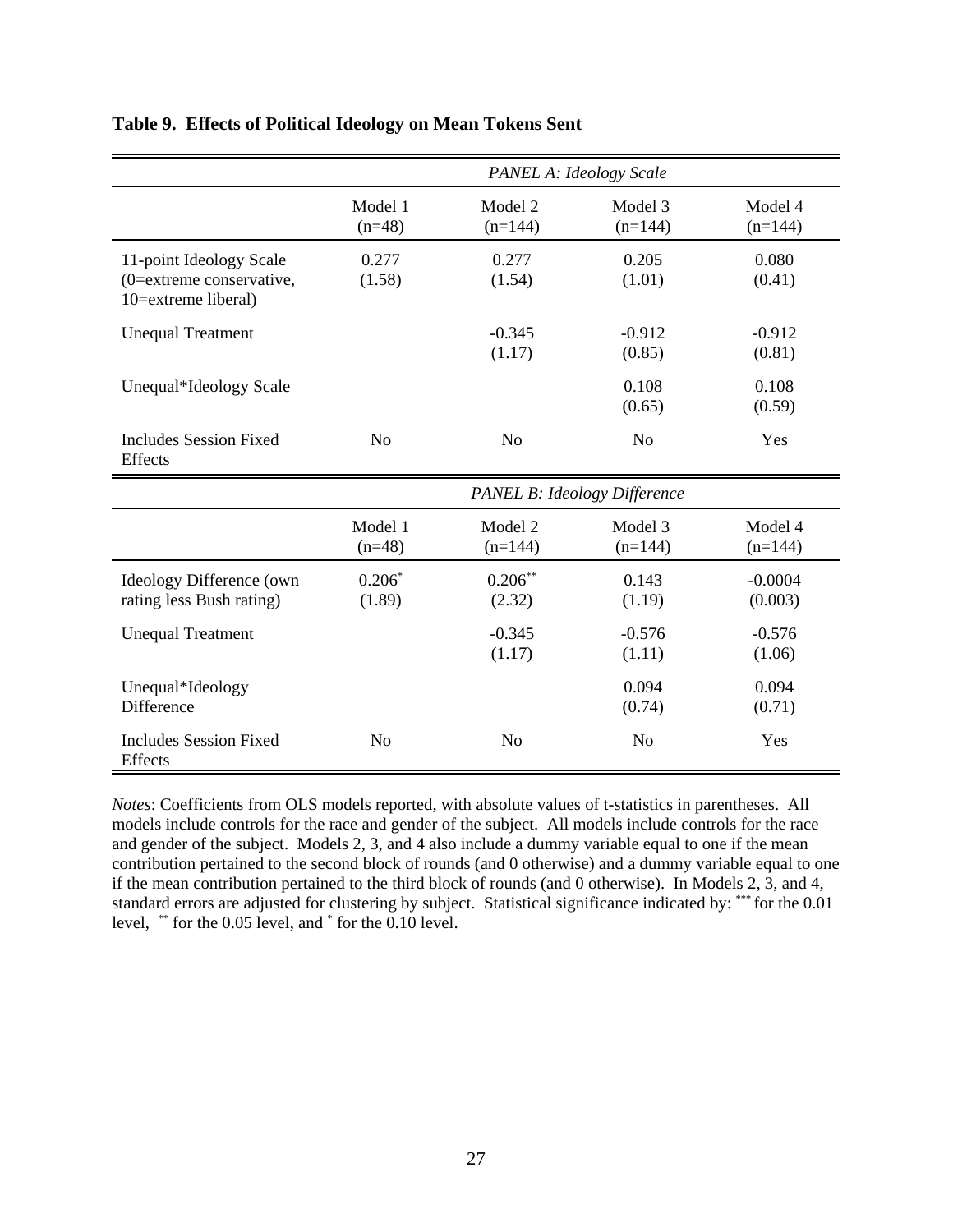**Table 9. Effects of Political Ideology on Mean Tokens Sent**

| | *PANEL A: Ideology Scale* | | | |
|---|---|---|---|---|
| | Model 1 (n=48) | Model 2 (n=144) | Model 3 (n=144) | Model 4 (n=144) |
| 11-point Ideology Scale (0=extreme conservative, 10=extreme liberal) | 0.277 (1.58) | 0.277 (1.54) | 0.205 (1.01) | 0.080 (0.41) |
| Unequal Treatment | | -0.345 (1.17) | -0.912 (0.85) | -0.912 (0.81) |
| Unequal*Ideology Scale | | | 0.108 (0.65) | 0.108 (0.59) |
| Includes Session Fixed Effects | No | No | No | Yes |
| | *PANEL B: Ideology Difference* | | | |
| | Model 1 (n=48) | Model 2 (n=144) | Model 3 (n=144) | Model 4 (n=144) |
| Ideology Difference (own rating less Bush rating) | 0.206* (1.89) | 0.206** (2.32) | 0.143 (1.19) | -0.0004 (0.003) |
| Unequal Treatment | | -0.345 (1.17) | -0.576 (1.11) | -0.576 (1.06) |
| Unequal*Ideology Difference | | | 0.094 (0.74) | 0.094 (0.71) |
| Includes Session Fixed Effects | No | No | No | Yes |

*Notes*: Coefficients from OLS models reported, with absolute values of t-statistics in parentheses. All models include controls for the race and gender of the subject. All models include controls for the race and gender of the subject. Models 2, 3, and 4 also include a dummy variable equal to one if the mean contribution pertained to the second block of rounds (and 0 otherwise) and a dummy variable equal to one if the mean contribution pertained to the third block of rounds (and 0 otherwise). In Models 2, 3, and 4, standard errors are adjusted for clustering by subject. Statistical significance indicated by: *** for the 0.01 level, ** for the 0.05 level, and * for the 0.10 level.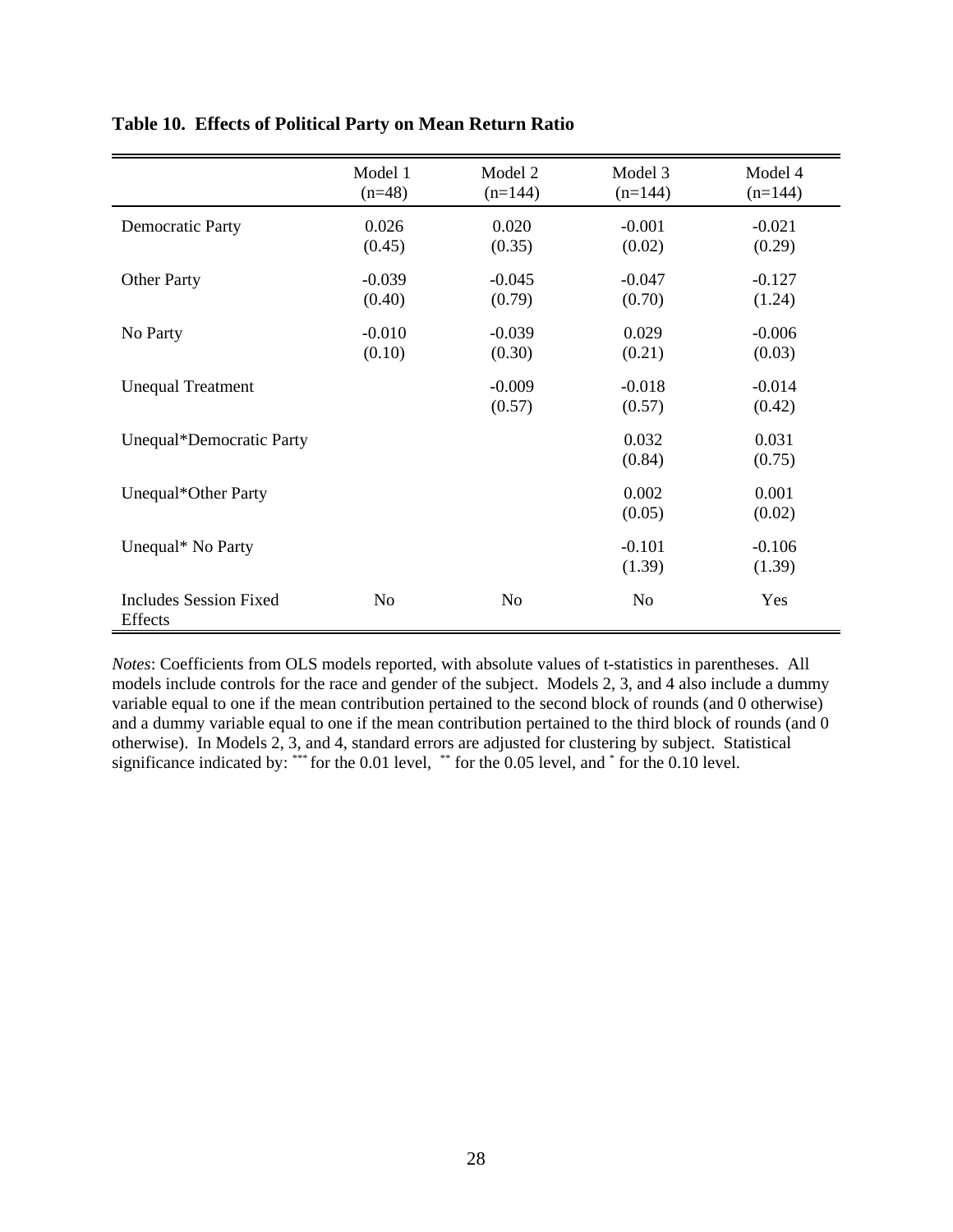**Table 10. Effects of Political Party on Mean Return Ratio**

| | Model 1 (n=48) | Model 2 (n=144) | Model 3 (n=144) | Model 4 (n=144) |
|---|---|---|---|---|
| Democratic Party | 0.026 | 0.020 | -0.001 | -0.021 |
| | (0.45) | (0.35) | (0.02) | (0.29) |
| Other Party | -0.039 | -0.045 | -0.047 | -0.127 |
| | (0.40) | (0.79) | (0.70) | (1.24) |
| No Party | -0.010 | -0.039 | 0.029 | -0.006 |
| | (0.10) | (0.30) | (0.21) | (0.03) |
| Unequal Treatment | | -0.009 | -0.018 | -0.014 |
| | | (0.57) | (0.57) | (0.42) |
| Unequal*Democratic Party | | | 0.032 | 0.031 |
| | | | (0.84) | (0.75) |
| Unequal*Other Party | | | 0.002 | 0.001 |
| | | | (0.05) | (0.02) |
| Unequal* No Party | | | -0.101 | -0.106 |
| | | | (1.39) | (1.39) |
| Includes Session Fixed Effects | No | No | No | Yes |

*Notes*: Coefficients from OLS models reported, with absolute values of t-statistics in parentheses. All models include controls for the race and gender of the subject. Models 2, 3, and 4 also include a dummy variable equal to one if the mean contribution pertained to the second block of rounds (and 0 otherwise) and a dummy variable equal to one if the mean contribution pertained to the third block of rounds (and 0 otherwise). In Models 2, 3, and 4, standard errors are adjusted for clustering by subject. Statistical significance indicated by: *** for the 0.01 level, ** for the 0.05 level, and * for the 0.10 level.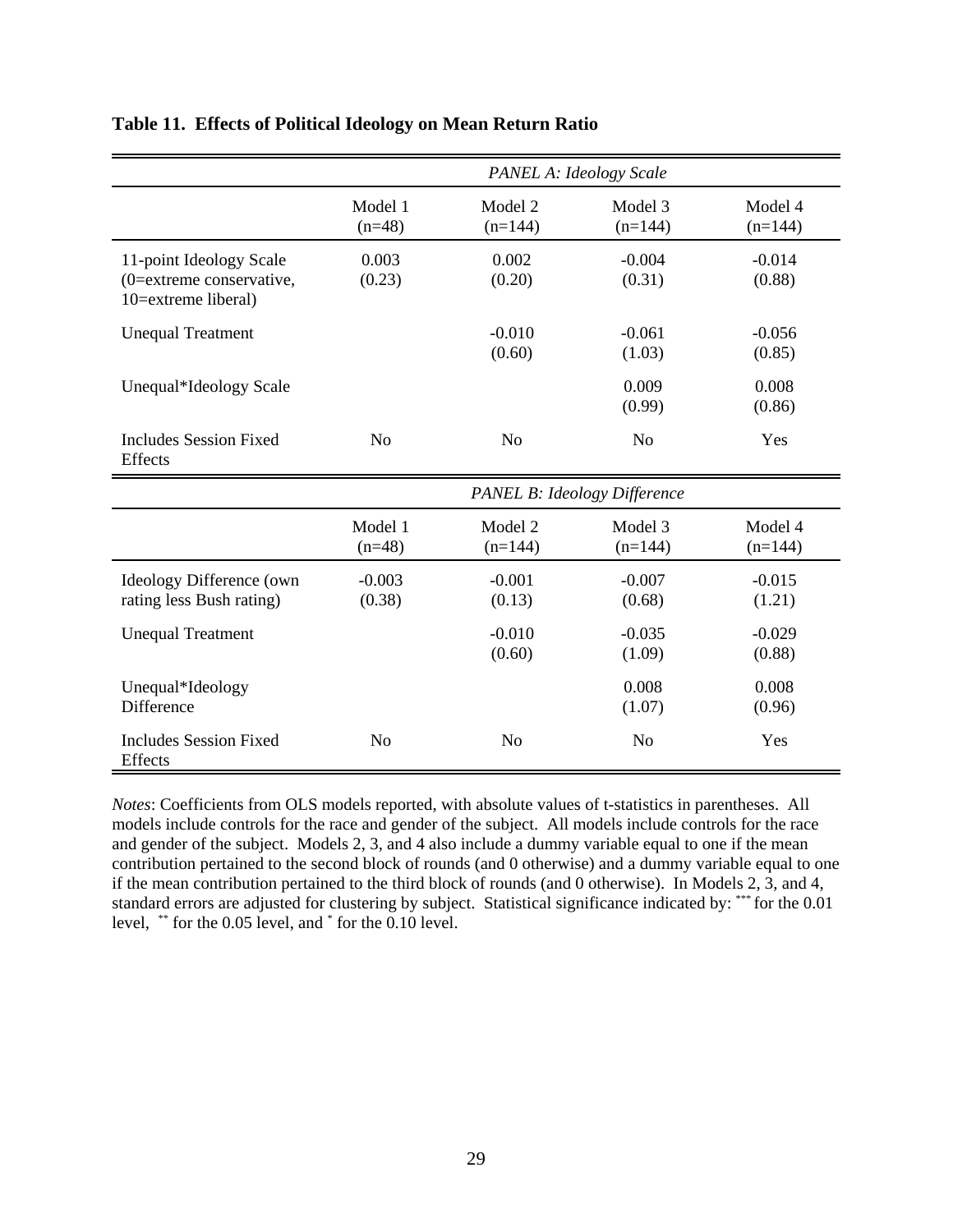**Table 11. Effects of Political Ideology on Mean Return Ratio**

| | *PANEL A: Ideology Scale* | | | |
|---|---|---|---|---|
| | Model 1 (n=48) | Model 2 (n=144) | Model 3 (n=144) | Model 4 (n=144) |
| 11-point Ideology Scale (0=extreme conservative, 10=extreme liberal) | 0.003 (0.23) | 0.002 (0.20) | -0.004 (0.31) | -0.014 (0.88) |
| Unequal Treatment | | -0.010 (0.60) | -0.061 (1.03) | -0.056 (0.85) |
| Unequal*Ideology Scale | | | 0.009 (0.99) | 0.008 (0.86) |
| Includes Session Fixed Effects | No | No | No | Yes |
| | *PANEL B: Ideology Difference* | | | |
| | Model 1 (n=48) | Model 2 (n=144) | Model 3 (n=144) | Model 4 (n=144) |
| Ideology Difference (own rating less Bush rating) | -0.003 (0.38) | -0.001 (0.13) | -0.007 (0.68) | -0.015 (1.21) |
| Unequal Treatment | | -0.010 (0.60) | -0.035 (1.09) | -0.029 (0.88) |
| Unequal*Ideology Difference | | | 0.008 (1.07) | 0.008 (0.96) |
| Includes Session Fixed Effects | No | No | No | Yes |

*Notes*: Coefficients from OLS models reported, with absolute values of t-statistics in parentheses. All models include controls for the race and gender of the subject. All models include controls for the race and gender of the subject. Models 2, 3, and 4 also include a dummy variable equal to one if the mean contribution pertained to the second block of rounds (and 0 otherwise) and a dummy variable equal to one if the mean contribution pertained to the third block of rounds (and 0 otherwise). In Models 2, 3, and 4, standard errors are adjusted for clustering by subject. Statistical significance indicated by: *** for the 0.01 level, ** for the 0.05 level, and * for the 0.10 level.